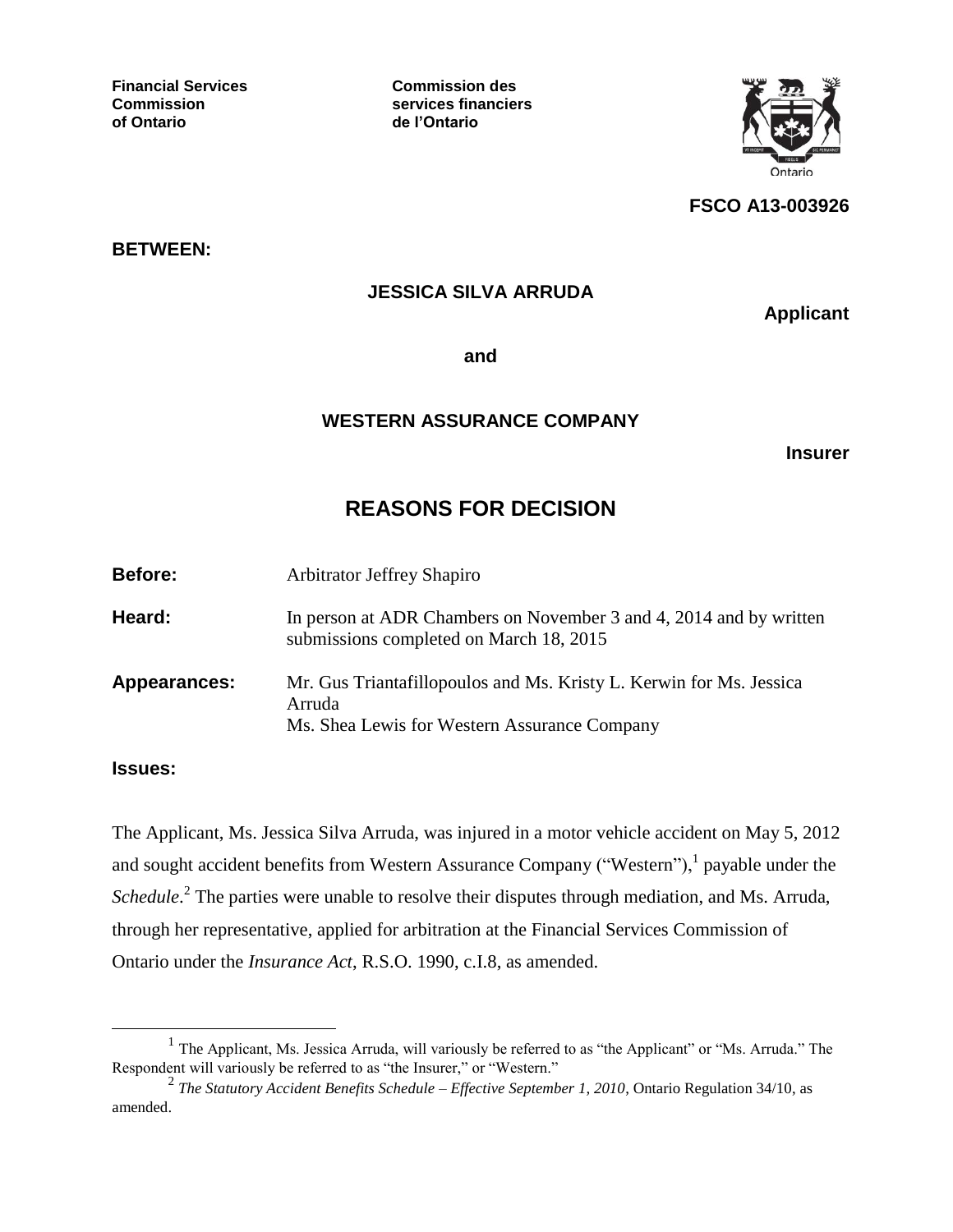**Financial Services Commission of Ontario**

**Commission des services financiers de l'Ontario**

**FSCO A13-003926**

**BETWEEN:**

**JESSICA SILVA ARRUDA**

**Applicant**

**and**

**WESTERN ASSURANCE COMPANY**

**Insurer**

# REASONS FOR DECISION

**Before:** Arbitrator Jeffrey Shapiro

**Heard:** In person at ADR Chambers on November 3 and 4, 2014 and by written submissions completed on March 18, 2015

**Appearances:** Mr. Gus Triantafillopoulos and Ms. Kristy L. Kerwin for Ms. Jessica Arruda
Ms. Shea Lewis for Western Assurance Company

**Issues:**

The Applicant, Ms. Jessica Silva Arruda, was injured in a motor vehicle accident on May 5, 2012 and sought accident benefits from Western Assurance Company ("Western"),[1] payable under the *Schedule*.[2] The parties were unable to resolve their disputes through mediation, and Ms. Arruda, through her representative, applied for arbitration at the Financial Services Commission of Ontario under the *Insurance Act*, R.S.O. 1990, c.I.8, as amended.

---

[1] The Applicant, Ms. Jessica Arruda, will variously be referred to as "the Applicant" or "Ms. Arruda." The Respondent will variously be referred to as "the Insurer," or "Western."

[2] *The Statutory Accident Benefits Schedule – Effective September 1, 2010*, Ontario Regulation 34/10, as amended.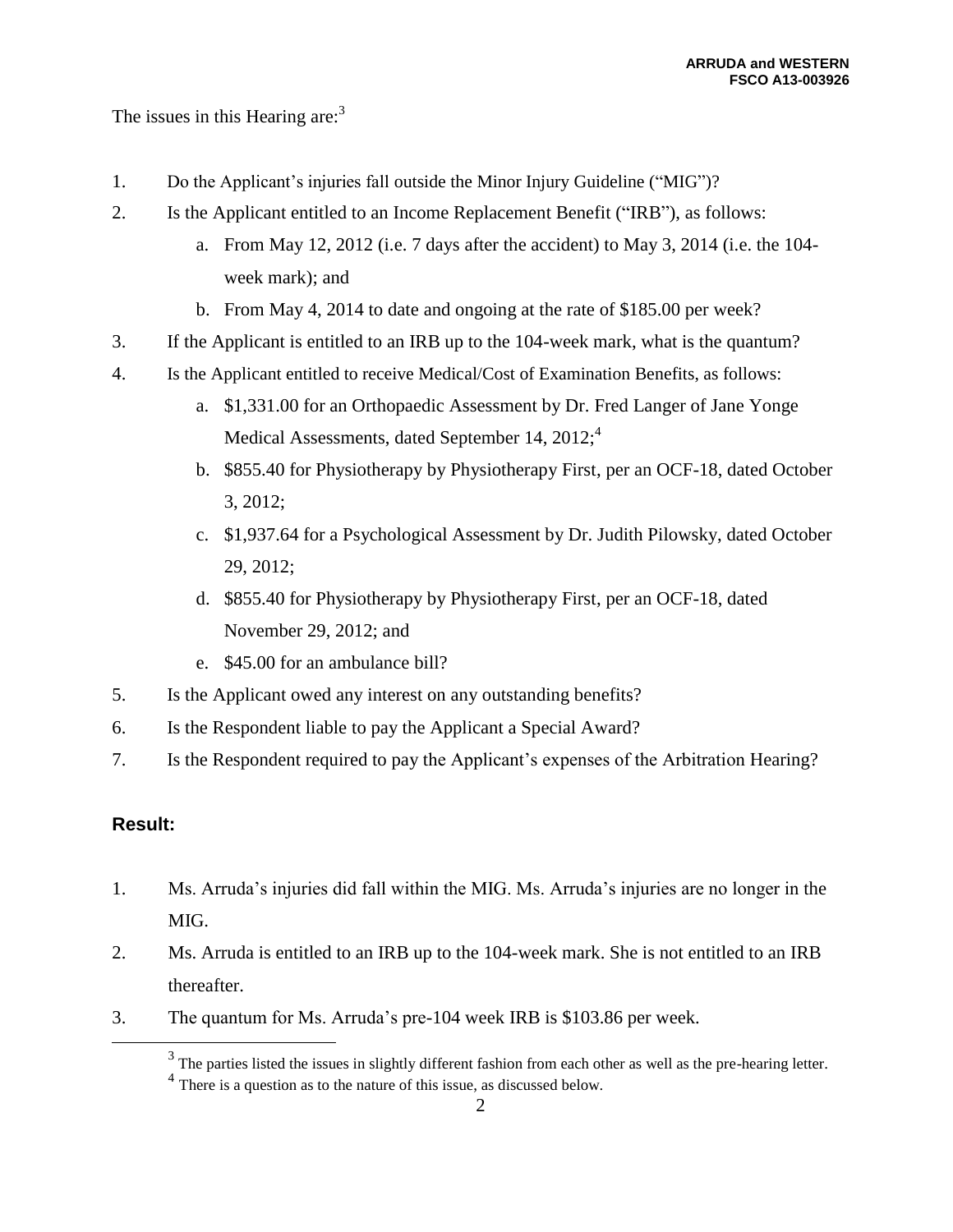The issues in this Hearing are:[3]

1. Do the Applicant's injuries fall outside the Minor Injury Guideline ("MIG")?
2. Is the Applicant entitled to an Income Replacement Benefit ("IRB"), as follows:
   a. From May 12, 2012 (i.e. 7 days after the accident) to May 3, 2014 (i.e. the 104-week mark); and
   b. From May 4, 2014 to date and ongoing at the rate of $185.00 per week?
3. If the Applicant is entitled to an IRB up to the 104-week mark, what is the quantum?
4. Is the Applicant entitled to receive Medical/Cost of Examination Benefits, as follows:
   a. $1,331.00 for an Orthopaedic Assessment by Dr. Fred Langer of Jane Yonge Medical Assessments, dated September 14, 2012;[4]
   b. $855.40 for Physiotherapy by Physiotherapy First, per an OCF-18, dated October 3, 2012;
   c. $1,937.64 for a Psychological Assessment by Dr. Judith Pilowsky, dated October 29, 2012;
   d. $855.40 for Physiotherapy by Physiotherapy First, per an OCF-18, dated November 29, 2012; and
   e. $45.00 for an ambulance bill?
5. Is the Applicant owed any interest on any outstanding benefits?
6. Is the Respondent liable to pay the Applicant a Special Award?
7. Is the Respondent required to pay the Applicant's expenses of the Arbitration Hearing?

## Result:

1. Ms. Arruda's injuries did fall within the MIG. Ms. Arruda's injuries are no longer in the MIG.
2. Ms. Arruda is entitled to an IRB up to the 104-week mark. She is not entitled to an IRB thereafter.
3. The quantum for Ms. Arruda's pre-104 week IRB is $103.86 per week.

[3] The parties listed the issues in slightly different fashion from each other as well as the pre-hearing letter.

[4] There is a question as to the nature of this issue, as discussed below.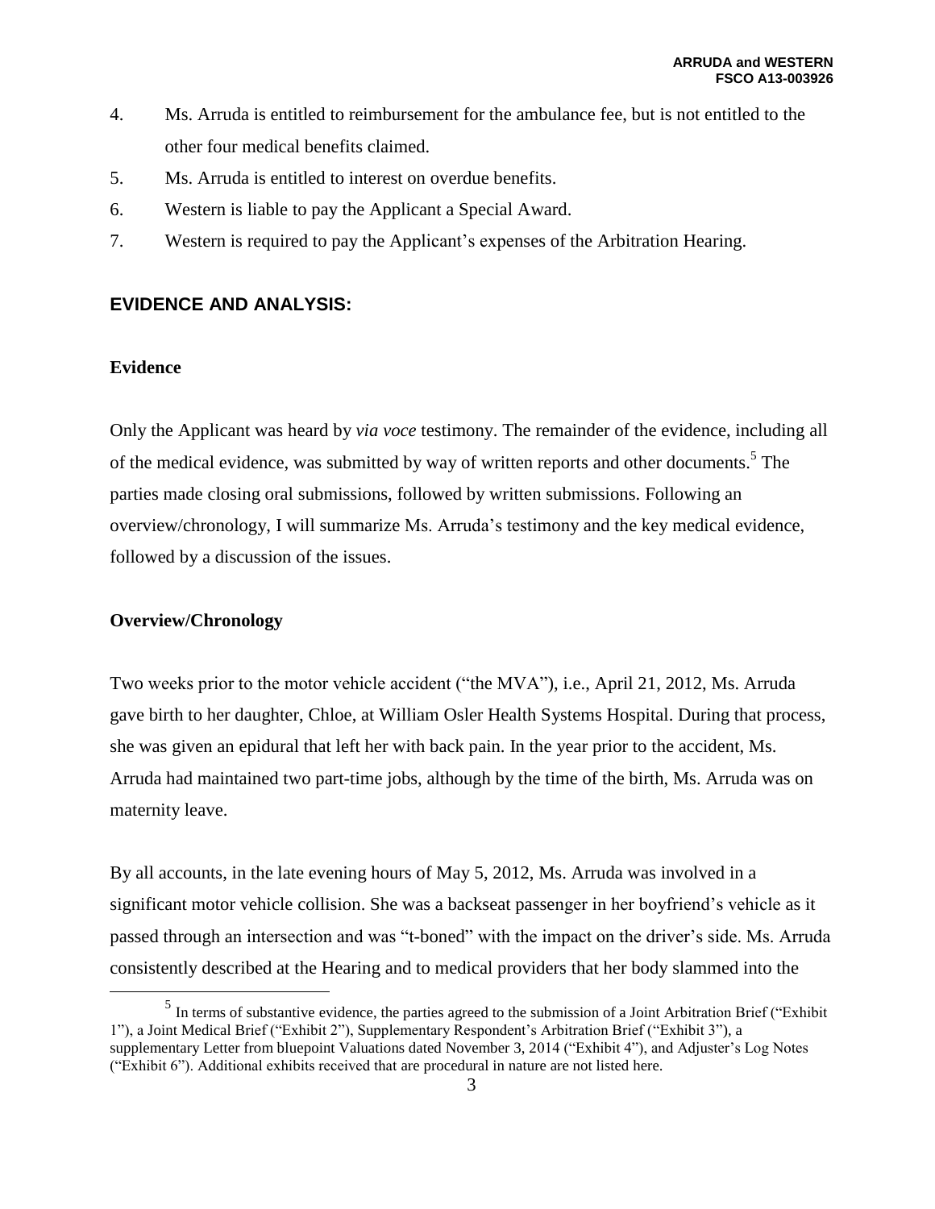4. Ms. Arruda is entitled to reimbursement for the ambulance fee, but is not entitled to the other four medical benefits claimed.
5. Ms. Arruda is entitled to interest on overdue benefits.
6. Western is liable to pay the Applicant a Special Award.
7. Western is required to pay the Applicant's expenses of the Arbitration Hearing.

## EVIDENCE AND ANALYSIS:

### Evidence

Only the Applicant was heard by *via voce* testimony. The remainder of the evidence, including all of the medical evidence, was submitted by way of written reports and other documents.[5] The parties made closing oral submissions, followed by written submissions. Following an overview/chronology, I will summarize Ms. Arruda's testimony and the key medical evidence, followed by a discussion of the issues.

### Overview/Chronology

Two weeks prior to the motor vehicle accident ("the MVA"), i.e., April 21, 2012, Ms. Arruda gave birth to her daughter, Chloe, at William Osler Health Systems Hospital. During that process, she was given an epidural that left her with back pain. In the year prior to the accident, Ms. Arruda had maintained two part-time jobs, although by the time of the birth, Ms. Arruda was on maternity leave.

By all accounts, in the late evening hours of May 5, 2012, Ms. Arruda was involved in a significant motor vehicle collision. She was a backseat passenger in her boyfriend's vehicle as it passed through an intersection and was "t-boned" with the impact on the driver's side. Ms. Arruda consistently described at the Hearing and to medical providers that her body slammed into the

[5] In terms of substantive evidence, the parties agreed to the submission of a Joint Arbitration Brief ("Exhibit 1"), a Joint Medical Brief ("Exhibit 2"), Supplementary Respondent's Arbitration Brief ("Exhibit 3"), a supplementary Letter from bluepoint Valuations dated November 3, 2014 ("Exhibit 4"), and Adjuster's Log Notes ("Exhibit 6"). Additional exhibits received that are procedural in nature are not listed here.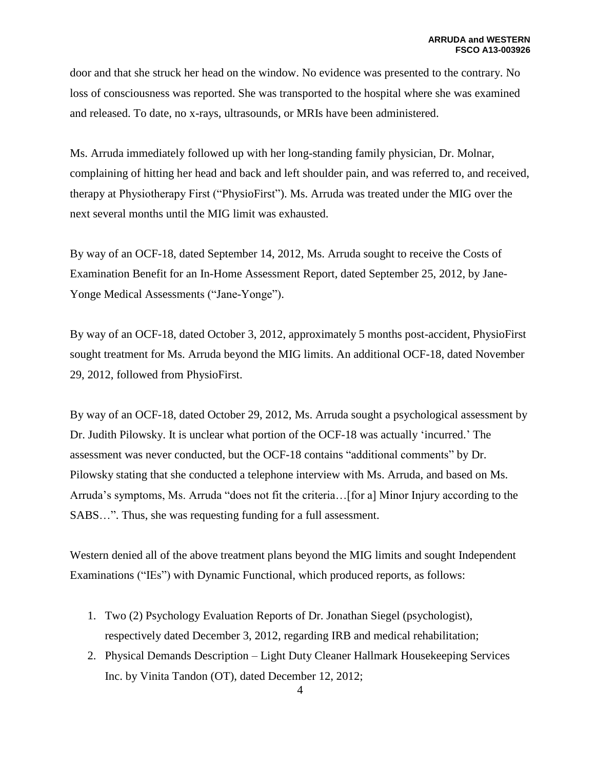door and that she struck her head on the window. No evidence was presented to the contrary. No loss of consciousness was reported. She was transported to the hospital where she was examined and released. To date, no x-rays, ultrasounds, or MRIs have been administered.

Ms. Arruda immediately followed up with her long-standing family physician, Dr. Molnar, complaining of hitting her head and back and left shoulder pain, and was referred to, and received, therapy at Physiotherapy First ("PhysioFirst"). Ms. Arruda was treated under the MIG over the next several months until the MIG limit was exhausted.

By way of an OCF-18, dated September 14, 2012, Ms. Arruda sought to receive the Costs of Examination Benefit for an In-Home Assessment Report, dated September 25, 2012, by Jane-Yonge Medical Assessments ("Jane-Yonge").

By way of an OCF-18, dated October 3, 2012, approximately 5 months post-accident, PhysioFirst sought treatment for Ms. Arruda beyond the MIG limits. An additional OCF-18, dated November 29, 2012, followed from PhysioFirst.

By way of an OCF-18, dated October 29, 2012, Ms. Arruda sought a psychological assessment by Dr. Judith Pilowsky. It is unclear what portion of the OCF-18 was actually 'incurred.' The assessment was never conducted, but the OCF-18 contains "additional comments" by Dr. Pilowsky stating that she conducted a telephone interview with Ms. Arruda, and based on Ms. Arruda's symptoms, Ms. Arruda "does not fit the criteria…[for a] Minor Injury according to the SABS…". Thus, she was requesting funding for a full assessment.

Western denied all of the above treatment plans beyond the MIG limits and sought Independent Examinations ("IEs") with Dynamic Functional, which produced reports, as follows:

1. Two (2) Psychology Evaluation Reports of Dr. Jonathan Siegel (psychologist), respectively dated December 3, 2012, regarding IRB and medical rehabilitation;
2. Physical Demands Description – Light Duty Cleaner Hallmark Housekeeping Services Inc. by Vinita Tandon (OT), dated December 12, 2012;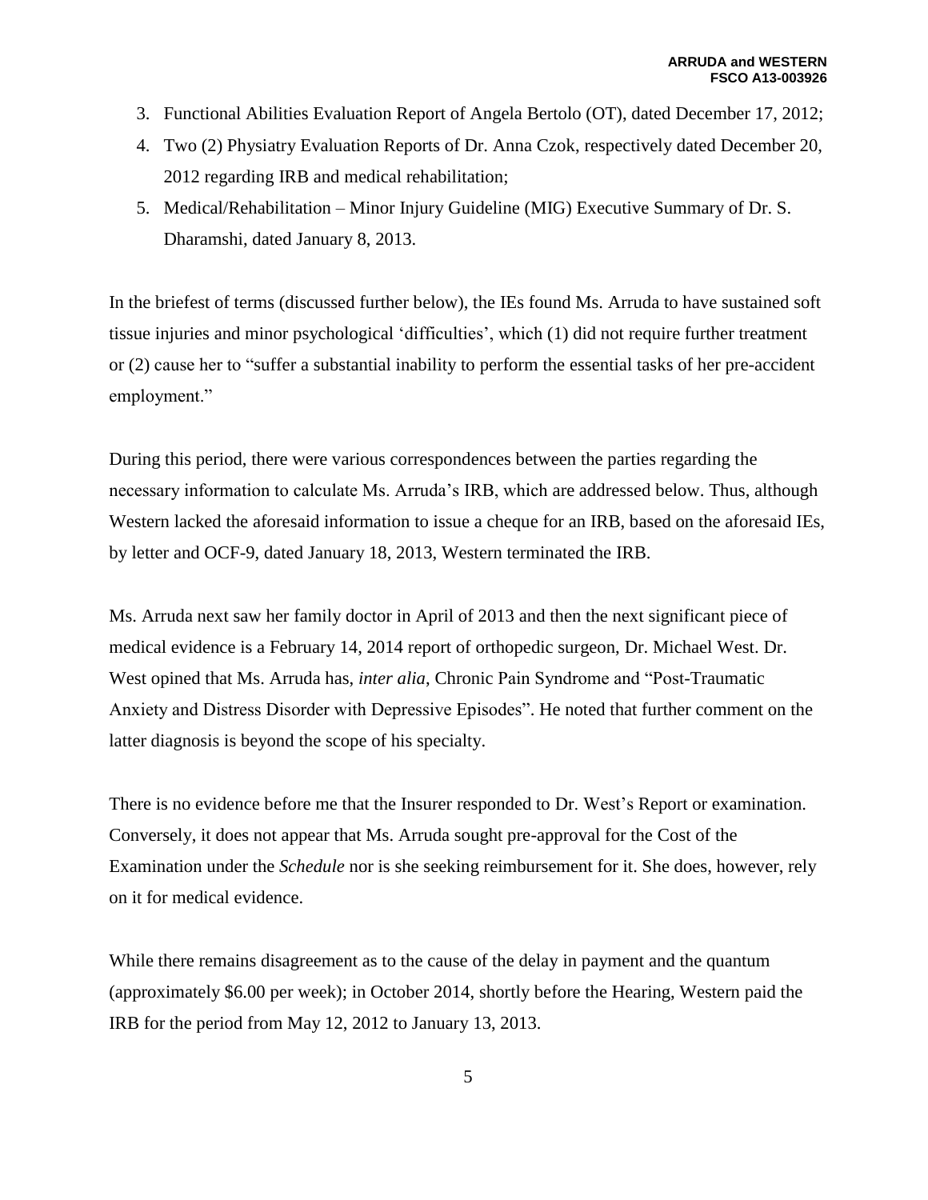3. Functional Abilities Evaluation Report of Angela Bertolo (OT), dated December 17, 2012;
4. Two (2) Physiatry Evaluation Reports of Dr. Anna Czok, respectively dated December 20, 2012 regarding IRB and medical rehabilitation;
5. Medical/Rehabilitation – Minor Injury Guideline (MIG) Executive Summary of Dr. S. Dharamshi, dated January 8, 2013.

In the briefest of terms (discussed further below), the IEs found Ms. Arruda to have sustained soft tissue injuries and minor psychological 'difficulties', which (1) did not require further treatment or (2) cause her to "suffer a substantial inability to perform the essential tasks of her pre-accident employment."

During this period, there were various correspondences between the parties regarding the necessary information to calculate Ms. Arruda's IRB, which are addressed below. Thus, although Western lacked the aforesaid information to issue a cheque for an IRB, based on the aforesaid IEs, by letter and OCF-9, dated January 18, 2013, Western terminated the IRB.

Ms. Arruda next saw her family doctor in April of 2013 and then the next significant piece of medical evidence is a February 14, 2014 report of orthopedic surgeon, Dr. Michael West. Dr. West opined that Ms. Arruda has, *inter alia*, Chronic Pain Syndrome and "Post-Traumatic Anxiety and Distress Disorder with Depressive Episodes". He noted that further comment on the latter diagnosis is beyond the scope of his specialty.

There is no evidence before me that the Insurer responded to Dr. West's Report or examination. Conversely, it does not appear that Ms. Arruda sought pre-approval for the Cost of the Examination under the *Schedule* nor is she seeking reimbursement for it. She does, however, rely on it for medical evidence.

While there remains disagreement as to the cause of the delay in payment and the quantum (approximately $6.00 per week); in October 2014, shortly before the Hearing, Western paid the IRB for the period from May 12, 2012 to January 13, 2013.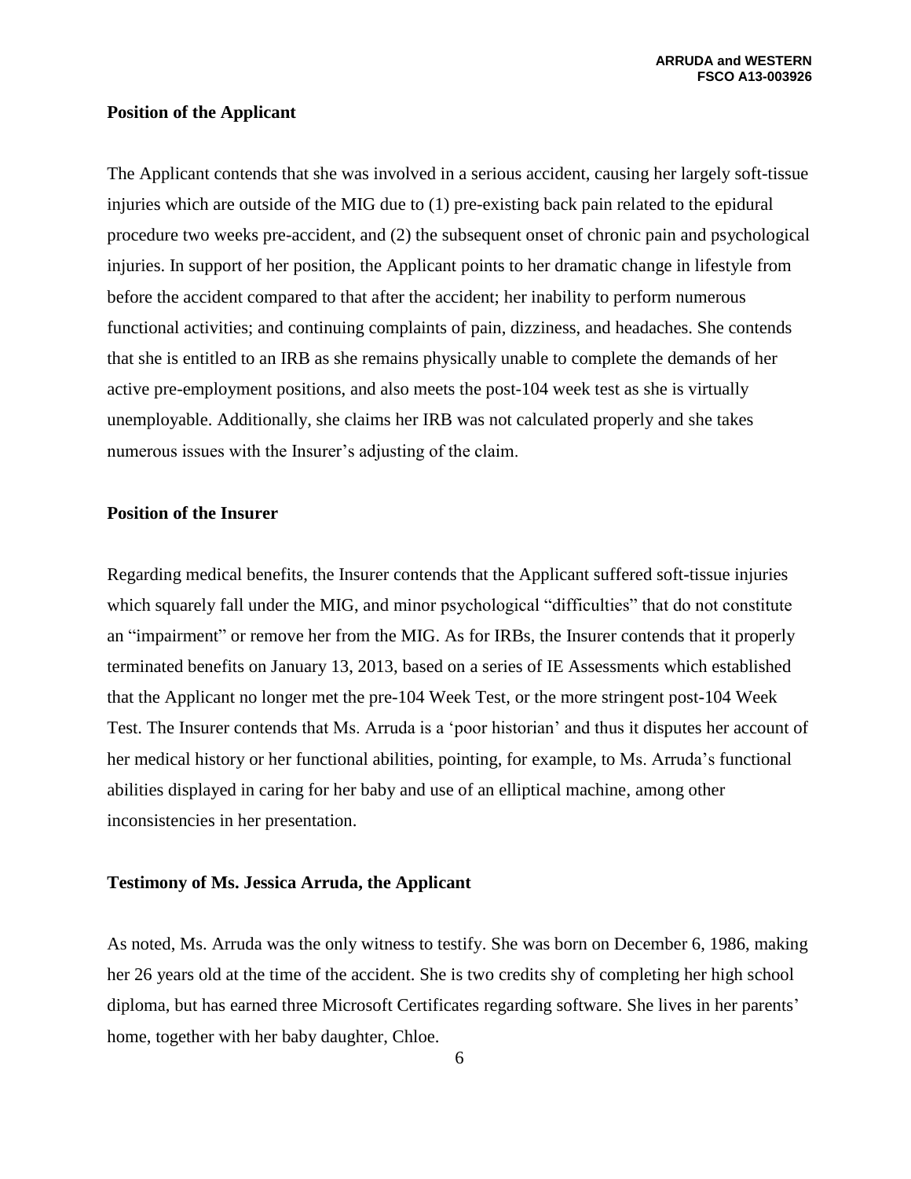**Position of the Applicant**

The Applicant contends that she was involved in a serious accident, causing her largely soft-tissue injuries which are outside of the MIG due to (1) pre-existing back pain related to the epidural procedure two weeks pre-accident, and (2) the subsequent onset of chronic pain and psychological injuries. In support of her position, the Applicant points to her dramatic change in lifestyle from before the accident compared to that after the accident; her inability to perform numerous functional activities; and continuing complaints of pain, dizziness, and headaches. She contends that she is entitled to an IRB as she remains physically unable to complete the demands of her active pre-employment positions, and also meets the post-104 week test as she is virtually unemployable. Additionally, she claims her IRB was not calculated properly and she takes numerous issues with the Insurer's adjusting of the claim.

**Position of the Insurer**

Regarding medical benefits, the Insurer contends that the Applicant suffered soft-tissue injuries which squarely fall under the MIG, and minor psychological "difficulties" that do not constitute an "impairment" or remove her from the MIG. As for IRBs, the Insurer contends that it properly terminated benefits on January 13, 2013, based on a series of IE Assessments which established that the Applicant no longer met the pre-104 Week Test, or the more stringent post-104 Week Test. The Insurer contends that Ms. Arruda is a 'poor historian' and thus it disputes her account of her medical history or her functional abilities, pointing, for example, to Ms. Arruda's functional abilities displayed in caring for her baby and use of an elliptical machine, among other inconsistencies in her presentation.

**Testimony of Ms. Jessica Arruda, the Applicant**

As noted, Ms. Arruda was the only witness to testify. She was born on December 6, 1986, making her 26 years old at the time of the accident. She is two credits shy of completing her high school diploma, but has earned three Microsoft Certificates regarding software. She lives in her parents' home, together with her baby daughter, Chloe.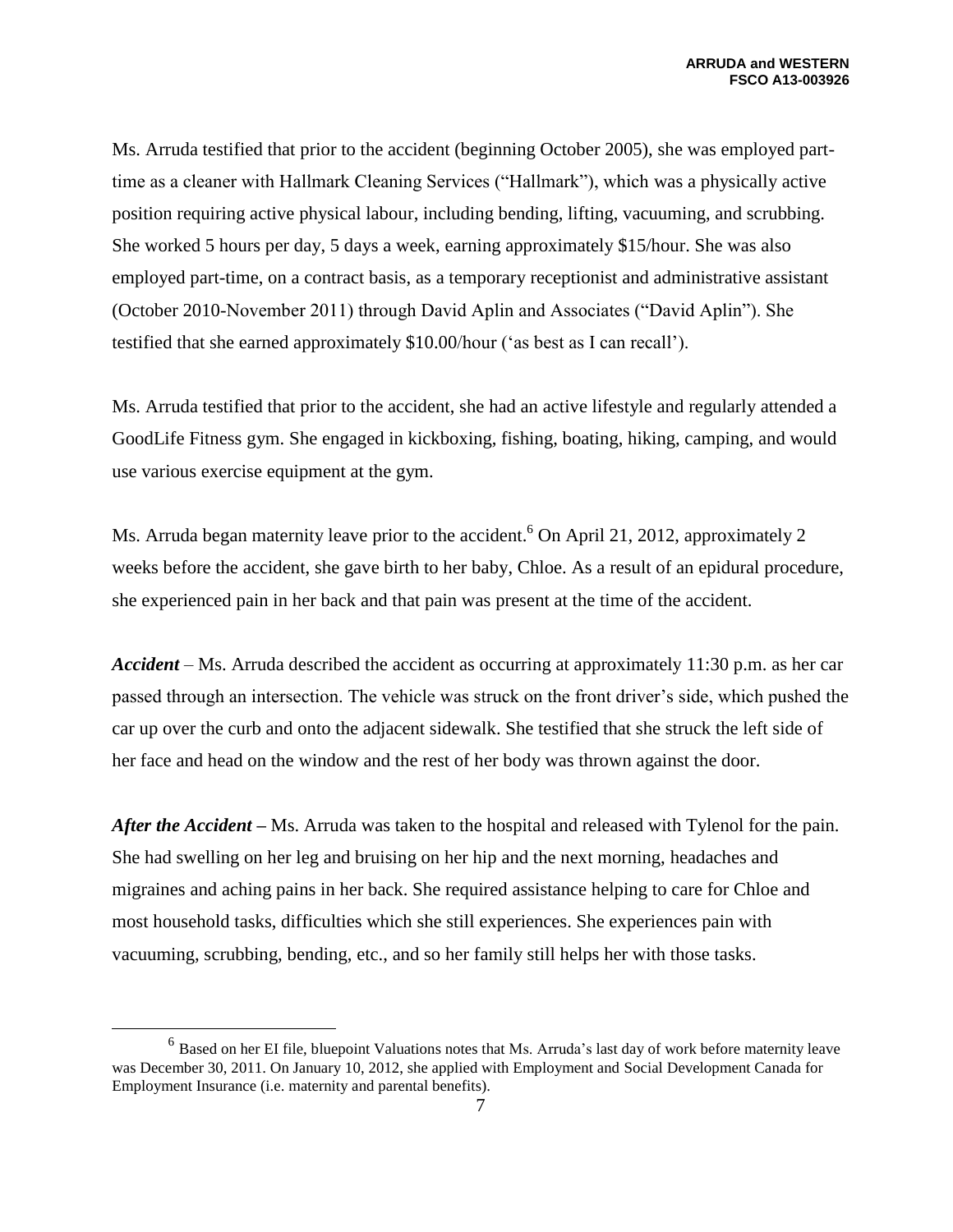Ms. Arruda testified that prior to the accident (beginning October 2005), she was employed part-time as a cleaner with Hallmark Cleaning Services ("Hallmark"), which was a physically active position requiring active physical labour, including bending, lifting, vacuuming, and scrubbing. She worked 5 hours per day, 5 days a week, earning approximately $15/hour. She was also employed part-time, on a contract basis, as a temporary receptionist and administrative assistant (October 2010-November 2011) through David Aplin and Associates ("David Aplin"). She testified that she earned approximately $10.00/hour ('as best as I can recall').

Ms. Arruda testified that prior to the accident, she had an active lifestyle and regularly attended a GoodLife Fitness gym. She engaged in kickboxing, fishing, boating, hiking, camping, and would use various exercise equipment at the gym.

Ms. Arruda began maternity leave prior to the accident.[6] On April 21, 2012, approximately 2 weeks before the accident, she gave birth to her baby, Chloe. As a result of an epidural procedure, she experienced pain in her back and that pain was present at the time of the accident.

***Accident*** – Ms. Arruda described the accident as occurring at approximately 11:30 p.m. as her car passed through an intersection. The vehicle was struck on the front driver's side, which pushed the car up over the curb and onto the adjacent sidewalk. She testified that she struck the left side of her face and head on the window and the rest of her body was thrown against the door.

***After the Accident*** – Ms. Arruda was taken to the hospital and released with Tylenol for the pain. She had swelling on her leg and bruising on her hip and the next morning, headaches and migraines and aching pains in her back. She required assistance helping to care for Chloe and most household tasks, difficulties which she still experiences. She experiences pain with vacuuming, scrubbing, bending, etc., and so her family still helps her with those tasks.

---

[6] Based on her EI file, bluepoint Valuations notes that Ms. Arruda's last day of work before maternity leave was December 30, 2011. On January 10, 2012, she applied with Employment and Social Development Canada for Employment Insurance (i.e. maternity and parental benefits).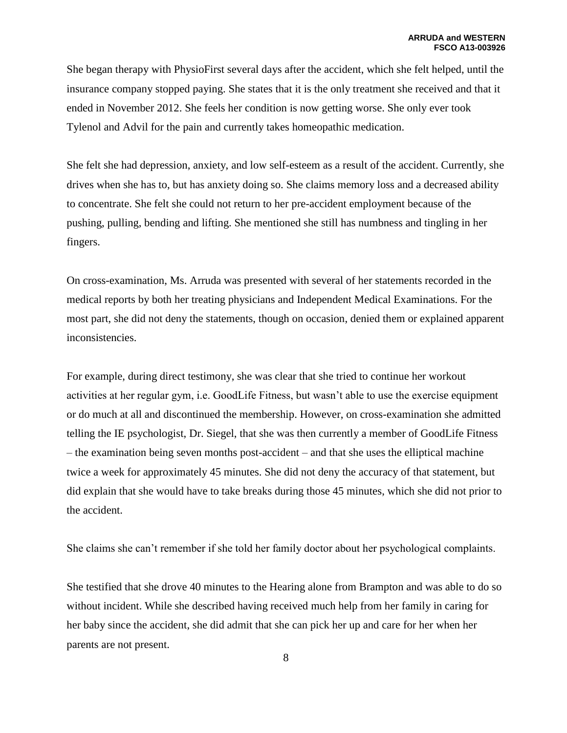She began therapy with PhysioFirst several days after the accident, which she felt helped, until the insurance company stopped paying. She states that it is the only treatment she received and that it ended in November 2012. She feels her condition is now getting worse. She only ever took Tylenol and Advil for the pain and currently takes homeopathic medication.

She felt she had depression, anxiety, and low self-esteem as a result of the accident. Currently, she drives when she has to, but has anxiety doing so. She claims memory loss and a decreased ability to concentrate. She felt she could not return to her pre-accident employment because of the pushing, pulling, bending and lifting. She mentioned she still has numbness and tingling in her fingers.

On cross-examination, Ms. Arruda was presented with several of her statements recorded in the medical reports by both her treating physicians and Independent Medical Examinations. For the most part, she did not deny the statements, though on occasion, denied them or explained apparent inconsistencies.

For example, during direct testimony, she was clear that she tried to continue her workout activities at her regular gym, i.e. GoodLife Fitness, but wasn't able to use the exercise equipment or do much at all and discontinued the membership. However, on cross-examination she admitted telling the IE psychologist, Dr. Siegel, that she was then currently a member of GoodLife Fitness – the examination being seven months post-accident – and that she uses the elliptical machine twice a week for approximately 45 minutes. She did not deny the accuracy of that statement, but did explain that she would have to take breaks during those 45 minutes, which she did not prior to the accident.

She claims she can't remember if she told her family doctor about her psychological complaints.

She testified that she drove 40 minutes to the Hearing alone from Brampton and was able to do so without incident. While she described having received much help from her family in caring for her baby since the accident, she did admit that she can pick her up and care for her when her parents are not present.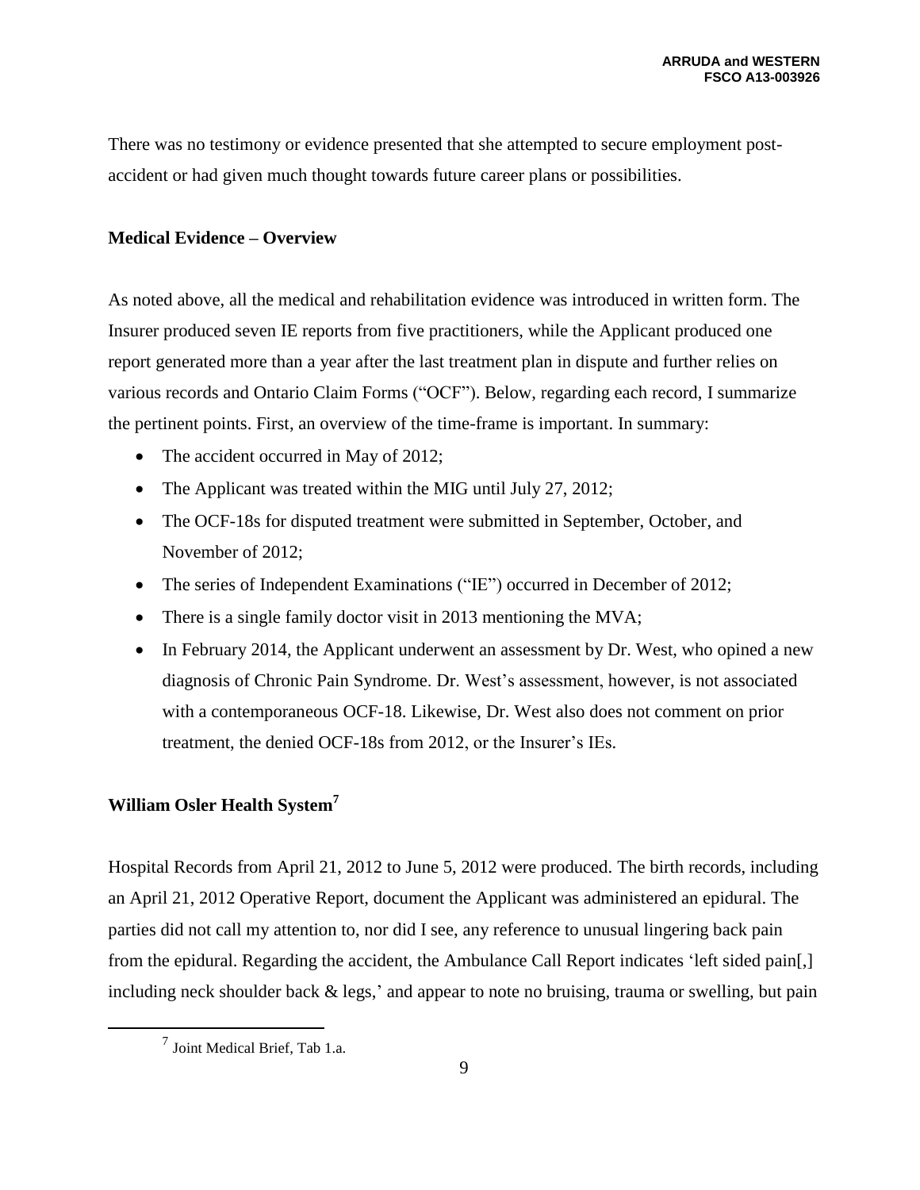There was no testimony or evidence presented that she attempted to secure employment post-accident or had given much thought towards future career plans or possibilities.

**Medical Evidence – Overview**

As noted above, all the medical and rehabilitation evidence was introduced in written form. The Insurer produced seven IE reports from five practitioners, while the Applicant produced one report generated more than a year after the last treatment plan in dispute and further relies on various records and Ontario Claim Forms ("OCF"). Below, regarding each record, I summarize the pertinent points. First, an overview of the time-frame is important. In summary:

- The accident occurred in May of 2012;
- The Applicant was treated within the MIG until July 27, 2012;
- The OCF-18s for disputed treatment were submitted in September, October, and November of 2012;
- The series of Independent Examinations ("IE") occurred in December of 2012;
- There is a single family doctor visit in 2013 mentioning the MVA;
- In February 2014, the Applicant underwent an assessment by Dr. West, who opined a new diagnosis of Chronic Pain Syndrome. Dr. West's assessment, however, is not associated with a contemporaneous OCF-18. Likewise, Dr. West also does not comment on prior treatment, the denied OCF-18s from 2012, or the Insurer's IEs.

**William Osler Health System[7]**

Hospital Records from April 21, 2012 to June 5, 2012 were produced. The birth records, including an April 21, 2012 Operative Report, document the Applicant was administered an epidural. The parties did not call my attention to, nor did I see, any reference to unusual lingering back pain from the epidural. Regarding the accident, the Ambulance Call Report indicates 'left sided pain[,] including neck shoulder back & legs,' and appear to note no bruising, trauma or swelling, but pain

[7] Joint Medical Brief, Tab 1.a.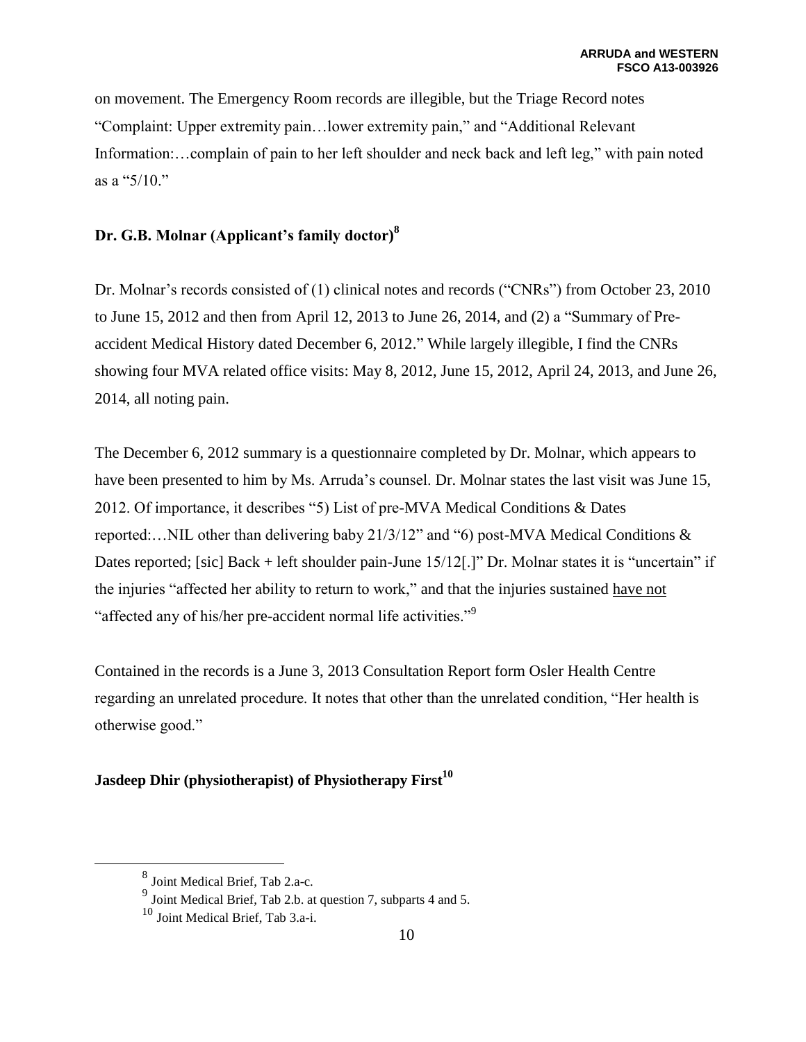on movement. The Emergency Room records are illegible, but the Triage Record notes "Complaint: Upper extremity pain…lower extremity pain," and "Additional Relevant Information:…complain of pain to her left shoulder and neck back and left leg," with pain noted as a "5/10."

## Dr. G.B. Molnar (Applicant's family doctor)[8]

Dr. Molnar's records consisted of (1) clinical notes and records ("CNRs") from October 23, 2010 to June 15, 2012 and then from April 12, 2013 to June 26, 2014, and (2) a "Summary of Pre-accident Medical History dated December 6, 2012." While largely illegible, I find the CNRs showing four MVA related office visits: May 8, 2012, June 15, 2012, April 24, 2013, and June 26, 2014, all noting pain.

The December 6, 2012 summary is a questionnaire completed by Dr. Molnar, which appears to have been presented to him by Ms. Arruda's counsel. Dr. Molnar states the last visit was June 15, 2012. Of importance, it describes "5) List of pre-MVA Medical Conditions & Dates reported:…NIL other than delivering baby 21/3/12" and "6) post-MVA Medical Conditions & Dates reported; [sic] Back + left shoulder pain-June 15/12[.]" Dr. Molnar states it is "uncertain" if the injuries "affected her ability to return to work," and that the injuries sustained <u>have not</u> "affected any of his/her pre-accident normal life activities."[9]

Contained in the records is a June 3, 2013 Consultation Report form Osler Health Centre regarding an unrelated procedure. It notes that other than the unrelated condition, "Her health is otherwise good."

## Jasdeep Dhir (physiotherapist) of Physiotherapy First[10]

---

[8] Joint Medical Brief, Tab 2.a-c.

[9] Joint Medical Brief, Tab 2.b. at question 7, subparts 4 and 5.

[10] Joint Medical Brief, Tab 3.a-i.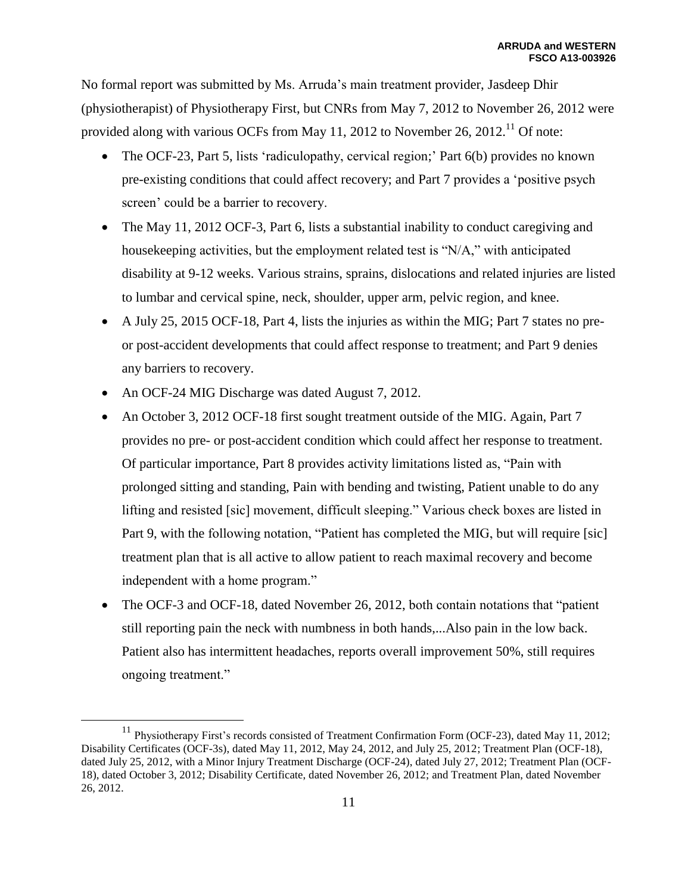No formal report was submitted by Ms. Arruda's main treatment provider, Jasdeep Dhir (physiotherapist) of Physiotherapy First, but CNRs from May 7, 2012 to November 26, 2012 were provided along with various OCFs from May 11, 2012 to November 26, 2012.[11] Of note:

- The OCF-23, Part 5, lists 'radiculopathy, cervical region;' Part 6(b) provides no known pre-existing conditions that could affect recovery; and Part 7 provides a 'positive psych screen' could be a barrier to recovery.
- The May 11, 2012 OCF-3, Part 6, lists a substantial inability to conduct caregiving and housekeeping activities, but the employment related test is "N/A," with anticipated disability at 9-12 weeks. Various strains, sprains, dislocations and related injuries are listed to lumbar and cervical spine, neck, shoulder, upper arm, pelvic region, and knee.
- A July 25, 2015 OCF-18, Part 4, lists the injuries as within the MIG; Part 7 states no pre- or post-accident developments that could affect response to treatment; and Part 9 denies any barriers to recovery.
- An OCF-24 MIG Discharge was dated August 7, 2012.
- An October 3, 2012 OCF-18 first sought treatment outside of the MIG. Again, Part 7 provides no pre- or post-accident condition which could affect her response to treatment. Of particular importance, Part 8 provides activity limitations listed as, "Pain with prolonged sitting and standing, Pain with bending and twisting, Patient unable to do any lifting and resisted [sic] movement, difficult sleeping." Various check boxes are listed in Part 9, with the following notation, "Patient has completed the MIG, but will require [sic] treatment plan that is all active to allow patient to reach maximal recovery and become independent with a home program."
- The OCF-3 and OCF-18, dated November 26, 2012, both contain notations that "patient still reporting pain the neck with numbness in both hands,...Also pain in the low back. Patient also has intermittent headaches, reports overall improvement 50%, still requires ongoing treatment."

[11] Physiotherapy First's records consisted of Treatment Confirmation Form (OCF-23), dated May 11, 2012; Disability Certificates (OCF-3s), dated May 11, 2012, May 24, 2012, and July 25, 2012; Treatment Plan (OCF-18), dated July 25, 2012, with a Minor Injury Treatment Discharge (OCF-24), dated July 27, 2012; Treatment Plan (OCF-18), dated October 3, 2012; Disability Certificate, dated November 26, 2012; and Treatment Plan, dated November 26, 2012.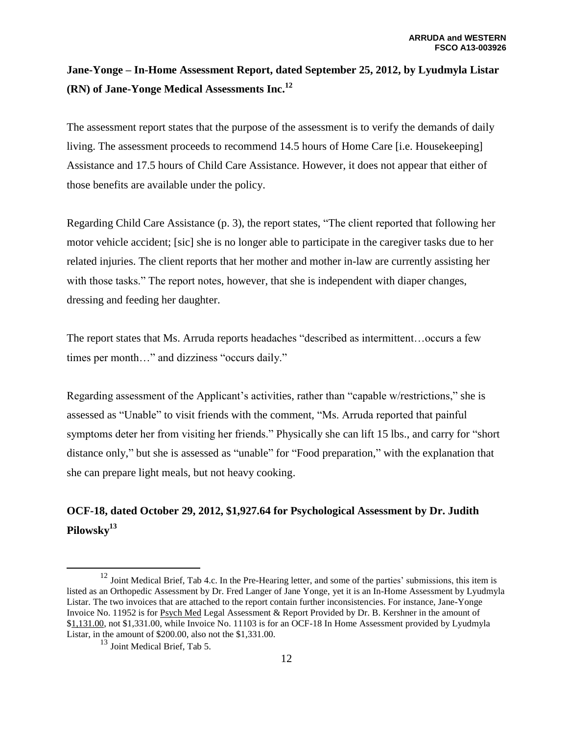**Jane-Yonge – In-Home Assessment Report, dated September 25, 2012, by Lyudmyla Listar (RN) of Jane-Yonge Medical Assessments Inc.[12]**

The assessment report states that the purpose of the assessment is to verify the demands of daily living. The assessment proceeds to recommend 14.5 hours of Home Care [i.e. Housekeeping] Assistance and 17.5 hours of Child Care Assistance. However, it does not appear that either of those benefits are available under the policy.

Regarding Child Care Assistance (p. 3), the report states, "The client reported that following her motor vehicle accident; [sic] she is no longer able to participate in the caregiver tasks due to her related injuries. The client reports that her mother and mother in-law are currently assisting her with those tasks." The report notes, however, that she is independent with diaper changes, dressing and feeding her daughter.

The report states that Ms. Arruda reports headaches "described as intermittent…occurs a few times per month…" and dizziness "occurs daily."

Regarding assessment of the Applicant's activities, rather than "capable w/restrictions," she is assessed as "Unable" to visit friends with the comment, "Ms. Arruda reported that painful symptoms deter her from visiting her friends." Physically she can lift 15 lbs., and carry for "short distance only," but she is assessed as "unable" for "Food preparation," with the explanation that she can prepare light meals, but not heavy cooking.

**OCF-18, dated October 29, 2012, $1,927.64 for Psychological Assessment by Dr. Judith Pilowsky[13]**

---

[12] Joint Medical Brief, Tab 4.c. In the Pre-Hearing letter, and some of the parties' submissions, this item is listed as an Orthopedic Assessment by Dr. Fred Langer of Jane Yonge, yet it is an In-Home Assessment by Lyudmyla Listar. The two invoices that are attached to the report contain further inconsistencies. For instance, Jane-Yonge Invoice No. 11952 is for <u>Psych Med</u> Legal Assessment & Report Provided by Dr. B. Kershner in the amount of $<u>1,131.00</u>, not $1,331.00, while Invoice No. 11103 is for an OCF-18 In Home Assessment provided by Lyudmyla Listar, in the amount of $200.00, also not the $1,331.00.

[13] Joint Medical Brief, Tab 5.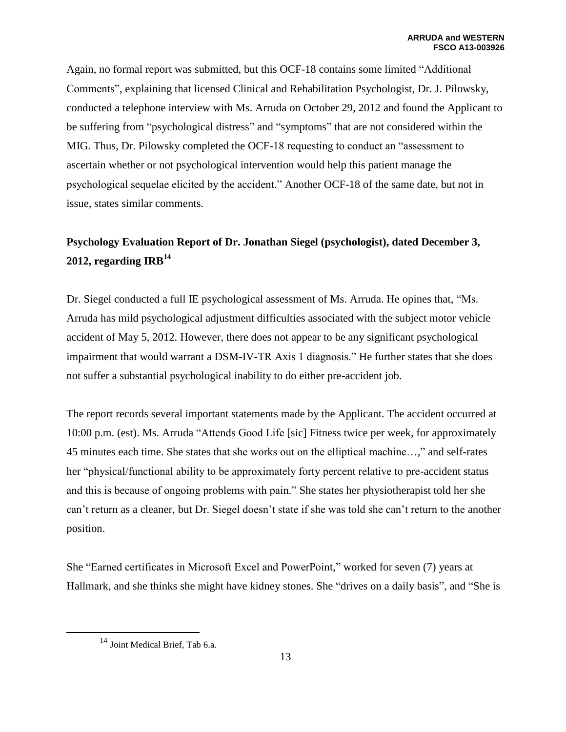Again, no formal report was submitted, but this OCF-18 contains some limited "Additional Comments", explaining that licensed Clinical and Rehabilitation Psychologist, Dr. J. Pilowsky, conducted a telephone interview with Ms. Arruda on October 29, 2012 and found the Applicant to be suffering from "psychological distress" and "symptoms" that are not considered within the MIG. Thus, Dr. Pilowsky completed the OCF-18 requesting to conduct an "assessment to ascertain whether or not psychological intervention would help this patient manage the psychological sequelae elicited by the accident." Another OCF-18 of the same date, but not in issue, states similar comments.

**Psychology Evaluation Report of Dr. Jonathan Siegel (psychologist), dated December 3, 2012, regarding IRB[14]**

Dr. Siegel conducted a full IE psychological assessment of Ms. Arruda. He opines that, "Ms. Arruda has mild psychological adjustment difficulties associated with the subject motor vehicle accident of May 5, 2012. However, there does not appear to be any significant psychological impairment that would warrant a DSM-IV-TR Axis 1 diagnosis." He further states that she does not suffer a substantial psychological inability to do either pre-accident job.

The report records several important statements made by the Applicant. The accident occurred at 10:00 p.m. (est). Ms. Arruda "Attends Good Life [sic] Fitness twice per week, for approximately 45 minutes each time. She states that she works out on the elliptical machine…," and self-rates her "physical/functional ability to be approximately forty percent relative to pre-accident status and this is because of ongoing problems with pain." She states her physiotherapist told her she can't return as a cleaner, but Dr. Siegel doesn't state if she was told she can't return to the another position.

She "Earned certificates in Microsoft Excel and PowerPoint," worked for seven (7) years at Hallmark, and she thinks she might have kidney stones. She "drives on a daily basis", and "She is

[14] Joint Medical Brief, Tab 6.a.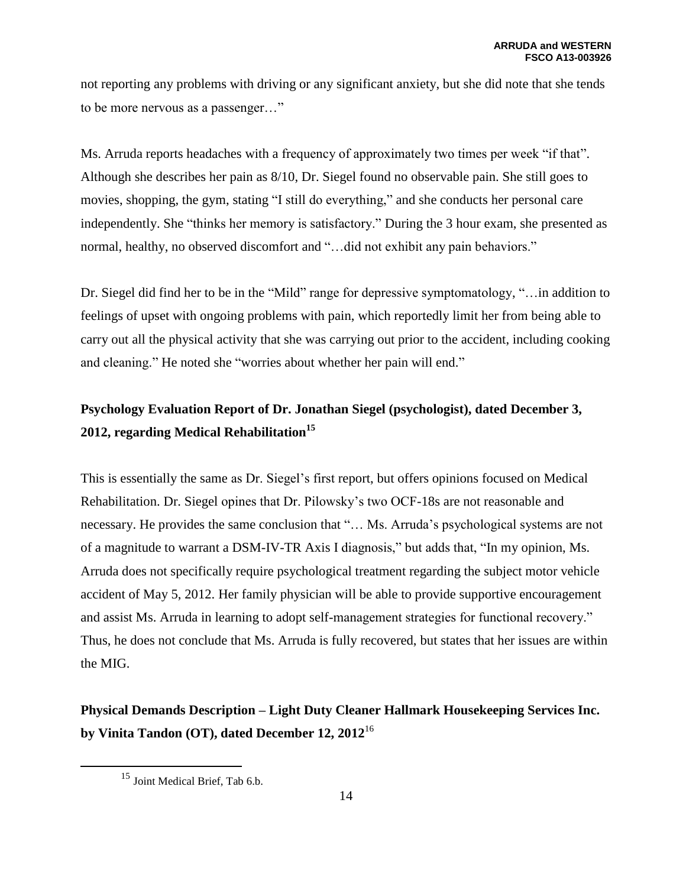not reporting any problems with driving or any significant anxiety, but she did note that she tends to be more nervous as a passenger…"

Ms. Arruda reports headaches with a frequency of approximately two times per week "if that". Although she describes her pain as 8/10, Dr. Siegel found no observable pain. She still goes to movies, shopping, the gym, stating "I still do everything," and she conducts her personal care independently. She "thinks her memory is satisfactory." During the 3 hour exam, she presented as normal, healthy, no observed discomfort and "…did not exhibit any pain behaviors."

Dr. Siegel did find her to be in the "Mild" range for depressive symptomatology, "…in addition to feelings of upset with ongoing problems with pain, which reportedly limit her from being able to carry out all the physical activity that she was carrying out prior to the accident, including cooking and cleaning." He noted she "worries about whether her pain will end."

**Psychology Evaluation Report of Dr. Jonathan Siegel (psychologist), dated December 3, 2012, regarding Medical Rehabilitation[15]**

This is essentially the same as Dr. Siegel's first report, but offers opinions focused on Medical Rehabilitation. Dr. Siegel opines that Dr. Pilowsky's two OCF-18s are not reasonable and necessary. He provides the same conclusion that "… Ms. Arruda's psychological systems are not of a magnitude to warrant a DSM-IV-TR Axis I diagnosis," but adds that, "In my opinion, Ms. Arruda does not specifically require psychological treatment regarding the subject motor vehicle accident of May 5, 2012. Her family physician will be able to provide supportive encouragement and assist Ms. Arruda in learning to adopt self-management strategies for functional recovery." Thus, he does not conclude that Ms. Arruda is fully recovered, but states that her issues are within the MIG.

**Physical Demands Description – Light Duty Cleaner Hallmark Housekeeping Services Inc. by Vinita Tandon (OT), dated December 12, 2012[16]**

[15] Joint Medical Brief, Tab 6.b.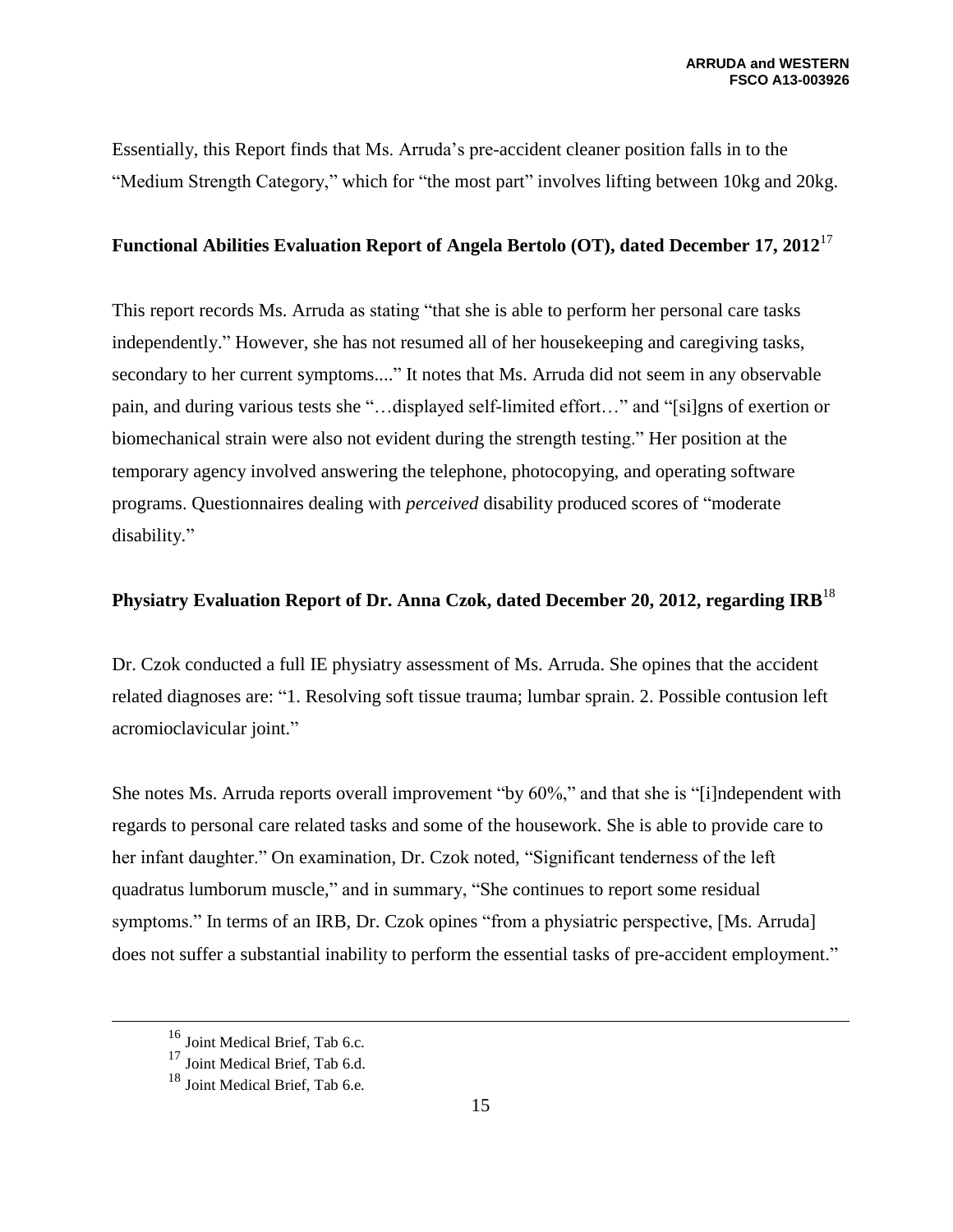Essentially, this Report finds that Ms. Arruda's pre-accident cleaner position falls in to the "Medium Strength Category," which for "the most part" involves lifting between 10kg and 20kg.

**Functional Abilities Evaluation Report of Angela Bertolo (OT), dated December 17, 2012**[17]

This report records Ms. Arruda as stating "that she is able to perform her personal care tasks independently." However, she has not resumed all of her housekeeping and caregiving tasks, secondary to her current symptoms...." It notes that Ms. Arruda did not seem in any observable pain, and during various tests she "…displayed self-limited effort…" and "[si]gns of exertion or biomechanical strain were also not evident during the strength testing." Her position at the temporary agency involved answering the telephone, photocopying, and operating software programs. Questionnaires dealing with *perceived* disability produced scores of "moderate disability."

**Physiatry Evaluation Report of Dr. Anna Czok, dated December 20, 2012, regarding IRB**[18]

Dr. Czok conducted a full IE physiatry assessment of Ms. Arruda. She opines that the accident related diagnoses are: "1. Resolving soft tissue trauma; lumbar sprain. 2. Possible contusion left acromioclavicular joint."

She notes Ms. Arruda reports overall improvement "by 60%," and that she is "[i]ndependent with regards to personal care related tasks and some of the housework. She is able to provide care to her infant daughter." On examination, Dr. Czok noted, "Significant tenderness of the left quadratus lumborum muscle," and in summary, "She continues to report some residual symptoms." In terms of an IRB, Dr. Czok opines "from a physiatric perspective, [Ms. Arruda] does not suffer a substantial inability to perform the essential tasks of pre-accident employment."

---

[16] Joint Medical Brief, Tab 6.c.

[17] Joint Medical Brief, Tab 6.d.

[18] Joint Medical Brief, Tab 6.e.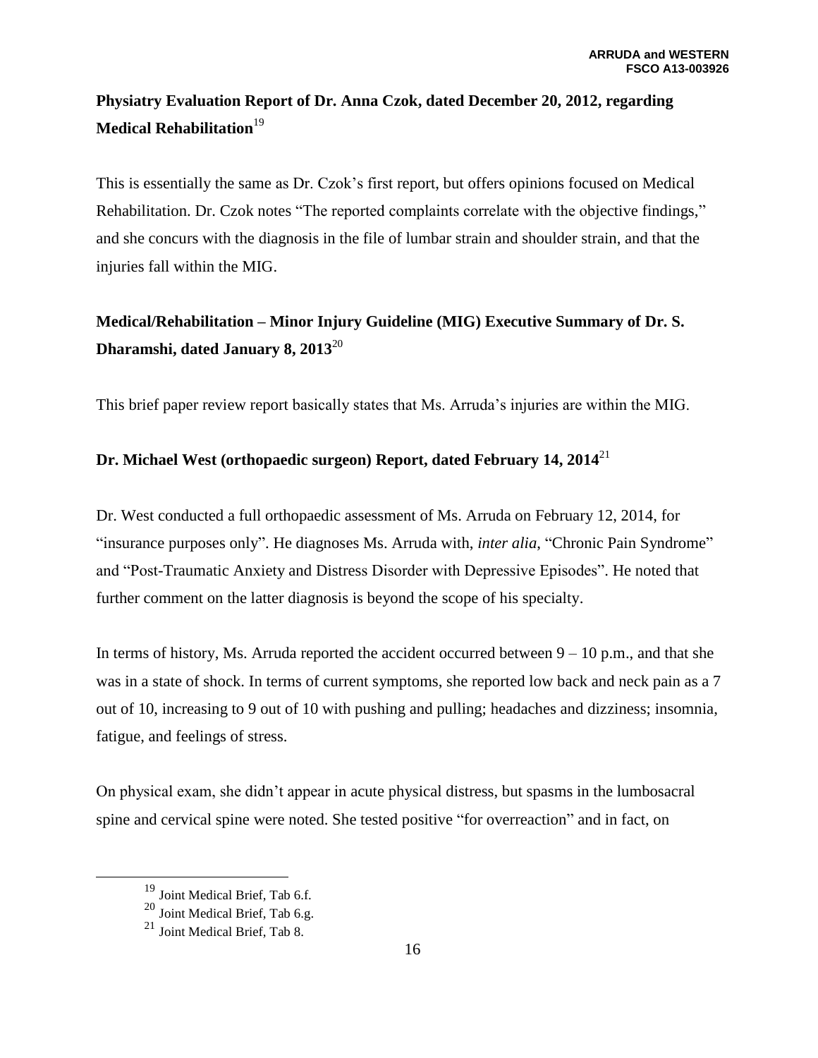**Physiatry Evaluation Report of Dr. Anna Czok, dated December 20, 2012, regarding Medical Rehabilitation**[19]

This is essentially the same as Dr. Czok's first report, but offers opinions focused on Medical Rehabilitation. Dr. Czok notes "The reported complaints correlate with the objective findings," and she concurs with the diagnosis in the file of lumbar strain and shoulder strain, and that the injuries fall within the MIG.

**Medical/Rehabilitation – Minor Injury Guideline (MIG) Executive Summary of Dr. S. Dharamshi, dated January 8, 2013**[20]

This brief paper review report basically states that Ms. Arruda's injuries are within the MIG.

**Dr. Michael West (orthopaedic surgeon) Report, dated February 14, 2014**[21]

Dr. West conducted a full orthopaedic assessment of Ms. Arruda on February 12, 2014, for "insurance purposes only". He diagnoses Ms. Arruda with, *inter alia*, "Chronic Pain Syndrome" and "Post-Traumatic Anxiety and Distress Disorder with Depressive Episodes". He noted that further comment on the latter diagnosis is beyond the scope of his specialty.

In terms of history, Ms. Arruda reported the accident occurred between 9 – 10 p.m., and that she was in a state of shock. In terms of current symptoms, she reported low back and neck pain as a 7 out of 10, increasing to 9 out of 10 with pushing and pulling; headaches and dizziness; insomnia, fatigue, and feelings of stress.

On physical exam, she didn't appear in acute physical distress, but spasms in the lumbosacral spine and cervical spine were noted. She tested positive "for overreaction" and in fact, on

---

[19] Joint Medical Brief, Tab 6.f.

[20] Joint Medical Brief, Tab 6.g.

[21] Joint Medical Brief, Tab 8.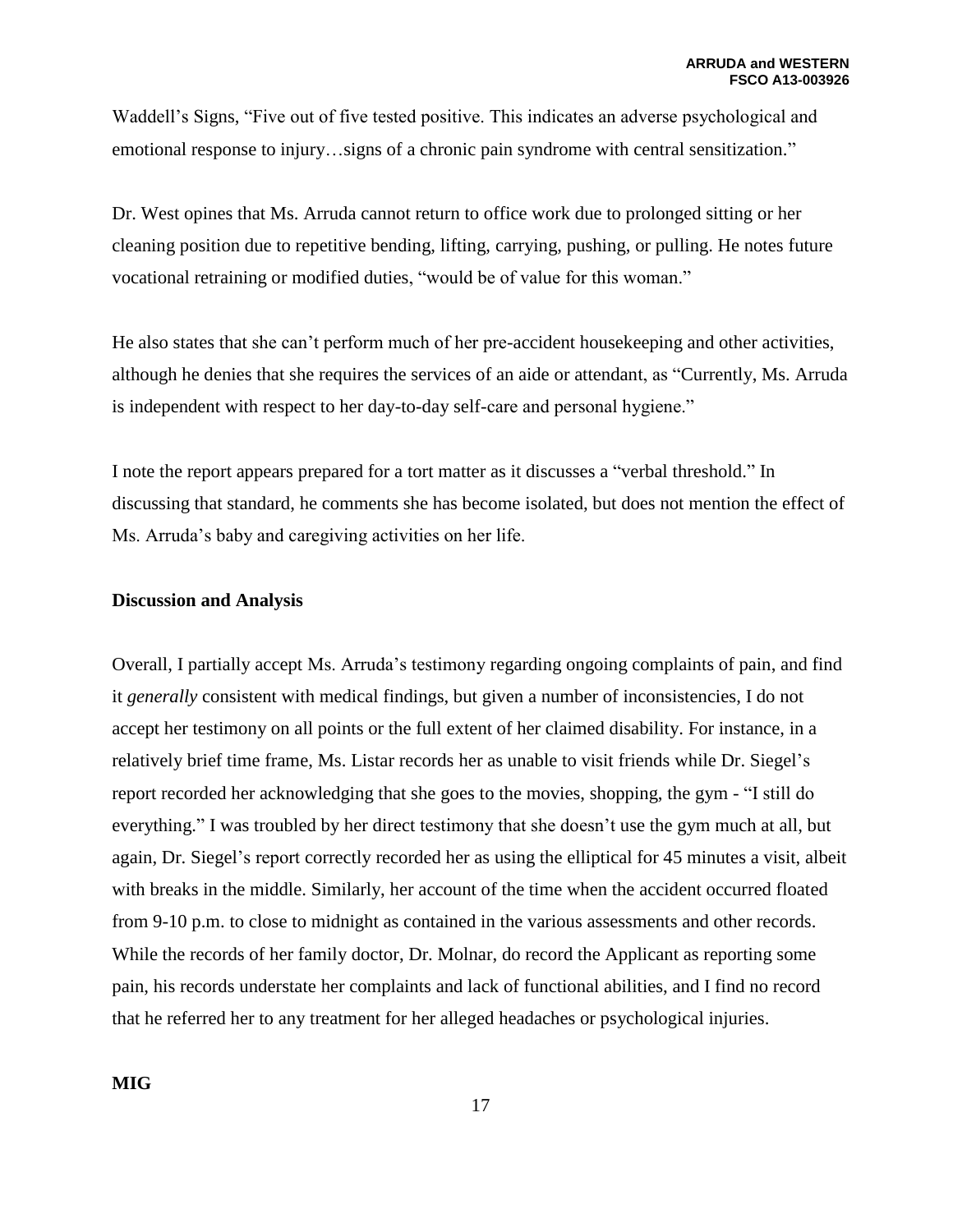Waddell's Signs, "Five out of five tested positive. This indicates an adverse psychological and emotional response to injury…signs of a chronic pain syndrome with central sensitization."

Dr. West opines that Ms. Arruda cannot return to office work due to prolonged sitting or her cleaning position due to repetitive bending, lifting, carrying, pushing, or pulling. He notes future vocational retraining or modified duties, "would be of value for this woman."

He also states that she can't perform much of her pre-accident housekeeping and other activities, although he denies that she requires the services of an aide or attendant, as "Currently, Ms. Arruda is independent with respect to her day-to-day self-care and personal hygiene."

I note the report appears prepared for a tort matter as it discusses a "verbal threshold." In discussing that standard, he comments she has become isolated, but does not mention the effect of Ms. Arruda's baby and caregiving activities on her life.

**Discussion and Analysis**

Overall, I partially accept Ms. Arruda's testimony regarding ongoing complaints of pain, and find it *generally* consistent with medical findings, but given a number of inconsistencies, I do not accept her testimony on all points or the full extent of her claimed disability. For instance, in a relatively brief time frame, Ms. Listar records her as unable to visit friends while Dr. Siegel's report recorded her acknowledging that she goes to the movies, shopping, the gym - "I still do everything." I was troubled by her direct testimony that she doesn't use the gym much at all, but again, Dr. Siegel's report correctly recorded her as using the elliptical for 45 minutes a visit, albeit with breaks in the middle. Similarly, her account of the time when the accident occurred floated from 9-10 p.m. to close to midnight as contained in the various assessments and other records. While the records of her family doctor, Dr. Molnar, do record the Applicant as reporting some pain, his records understate her complaints and lack of functional abilities, and I find no record that he referred her to any treatment for her alleged headaches or psychological injuries.

**MIG**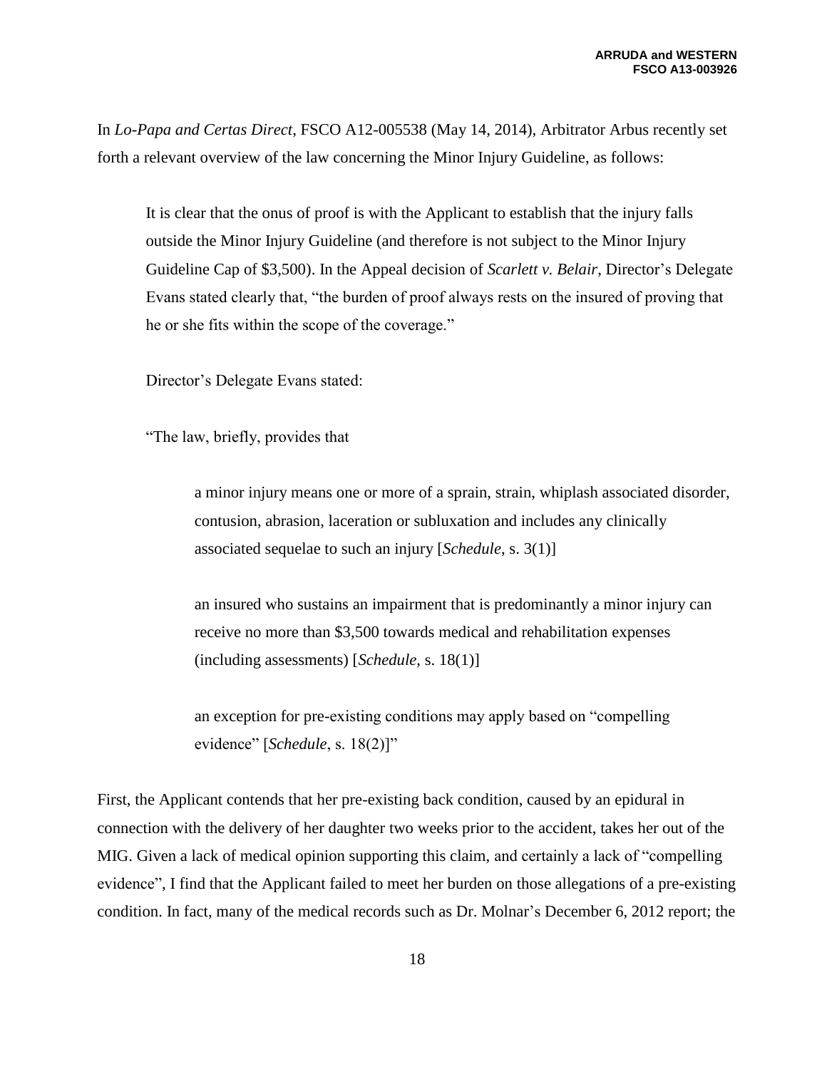In *Lo-Papa and Certas Direct*, FSCO A12-005538 (May 14, 2014), Arbitrator Arbus recently set forth a relevant overview of the law concerning the Minor Injury Guideline, as follows:

> It is clear that the onus of proof is with the Applicant to establish that the injury falls outside the Minor Injury Guideline (and therefore is not subject to the Minor Injury Guideline Cap of $3,500). In the Appeal decision of *Scarlett v. Belair*, Director's Delegate Evans stated clearly that, "the burden of proof always rests on the insured of proving that he or she fits within the scope of the coverage."
>
> Director's Delegate Evans stated:
>
> "The law, briefly, provides that
>
>> a minor injury means one or more of a sprain, strain, whiplash associated disorder, contusion, abrasion, laceration or subluxation and includes any clinically associated sequelae to such an injury [*Schedule*, s. 3(1)]
>>
>> an insured who sustains an impairment that is predominantly a minor injury can receive no more than $3,500 towards medical and rehabilitation expenses (including assessments) [*Schedule*, s. 18(1)]
>>
>> an exception for pre-existing conditions may apply based on "compelling evidence" [*Schedule*, s. 18(2)]"

First, the Applicant contends that her pre-existing back condition, caused by an epidural in connection with the delivery of her daughter two weeks prior to the accident, takes her out of the MIG. Given a lack of medical opinion supporting this claim, and certainly a lack of "compelling evidence", I find that the Applicant failed to meet her burden on those allegations of a pre-existing condition. In fact, many of the medical records such as Dr. Molnar's December 6, 2012 report; the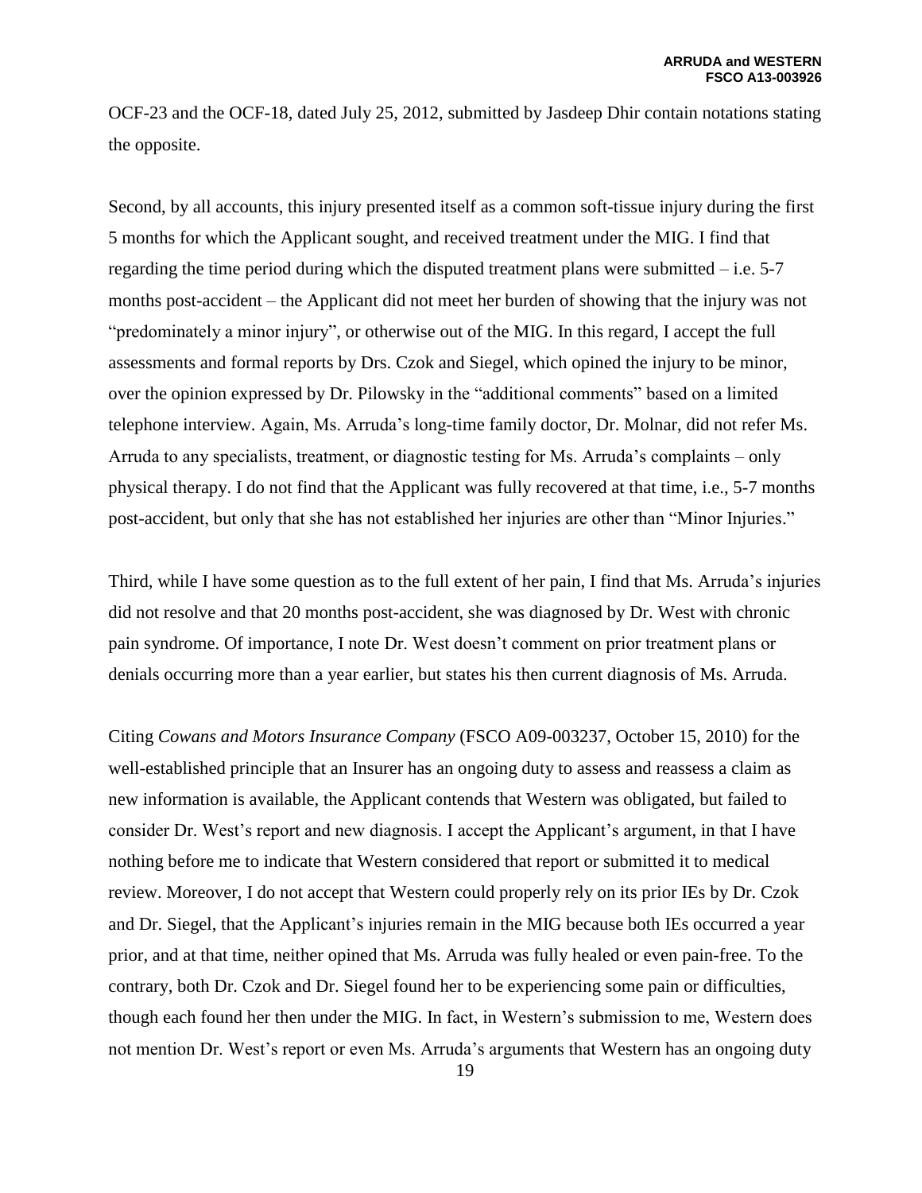OCF-23 and the OCF-18, dated July 25, 2012, submitted by Jasdeep Dhir contain notations stating the opposite.

Second, by all accounts, this injury presented itself as a common soft-tissue injury during the first 5 months for which the Applicant sought, and received treatment under the MIG. I find that regarding the time period during which the disputed treatment plans were submitted – i.e. 5-7 months post-accident – the Applicant did not meet her burden of showing that the injury was not "predominately a minor injury", or otherwise out of the MIG. In this regard, I accept the full assessments and formal reports by Drs. Czok and Siegel, which opined the injury to be minor, over the opinion expressed by Dr. Pilowsky in the "additional comments" based on a limited telephone interview. Again, Ms. Arruda's long-time family doctor, Dr. Molnar, did not refer Ms. Arruda to any specialists, treatment, or diagnostic testing for Ms. Arruda's complaints – only physical therapy. I do not find that the Applicant was fully recovered at that time, i.e., 5-7 months post-accident, but only that she has not established her injuries are other than "Minor Injuries."

Third, while I have some question as to the full extent of her pain, I find that Ms. Arruda's injuries did not resolve and that 20 months post-accident, she was diagnosed by Dr. West with chronic pain syndrome. Of importance, I note Dr. West doesn't comment on prior treatment plans or denials occurring more than a year earlier, but states his then current diagnosis of Ms. Arruda.

Citing *Cowans and Motors Insurance Company* (FSCO A09-003237, October 15, 2010) for the well-established principle that an Insurer has an ongoing duty to assess and reassess a claim as new information is available, the Applicant contends that Western was obligated, but failed to consider Dr. West's report and new diagnosis. I accept the Applicant's argument, in that I have nothing before me to indicate that Western considered that report or submitted it to medical review. Moreover, I do not accept that Western could properly rely on its prior IEs by Dr. Czok and Dr. Siegel, that the Applicant's injuries remain in the MIG because both IEs occurred a year prior, and at that time, neither opined that Ms. Arruda was fully healed or even pain-free. To the contrary, both Dr. Czok and Dr. Siegel found her to be experiencing some pain or difficulties, though each found her then under the MIG. In fact, in Western's submission to me, Western does not mention Dr. West's report or even Ms. Arruda's arguments that Western has an ongoing duty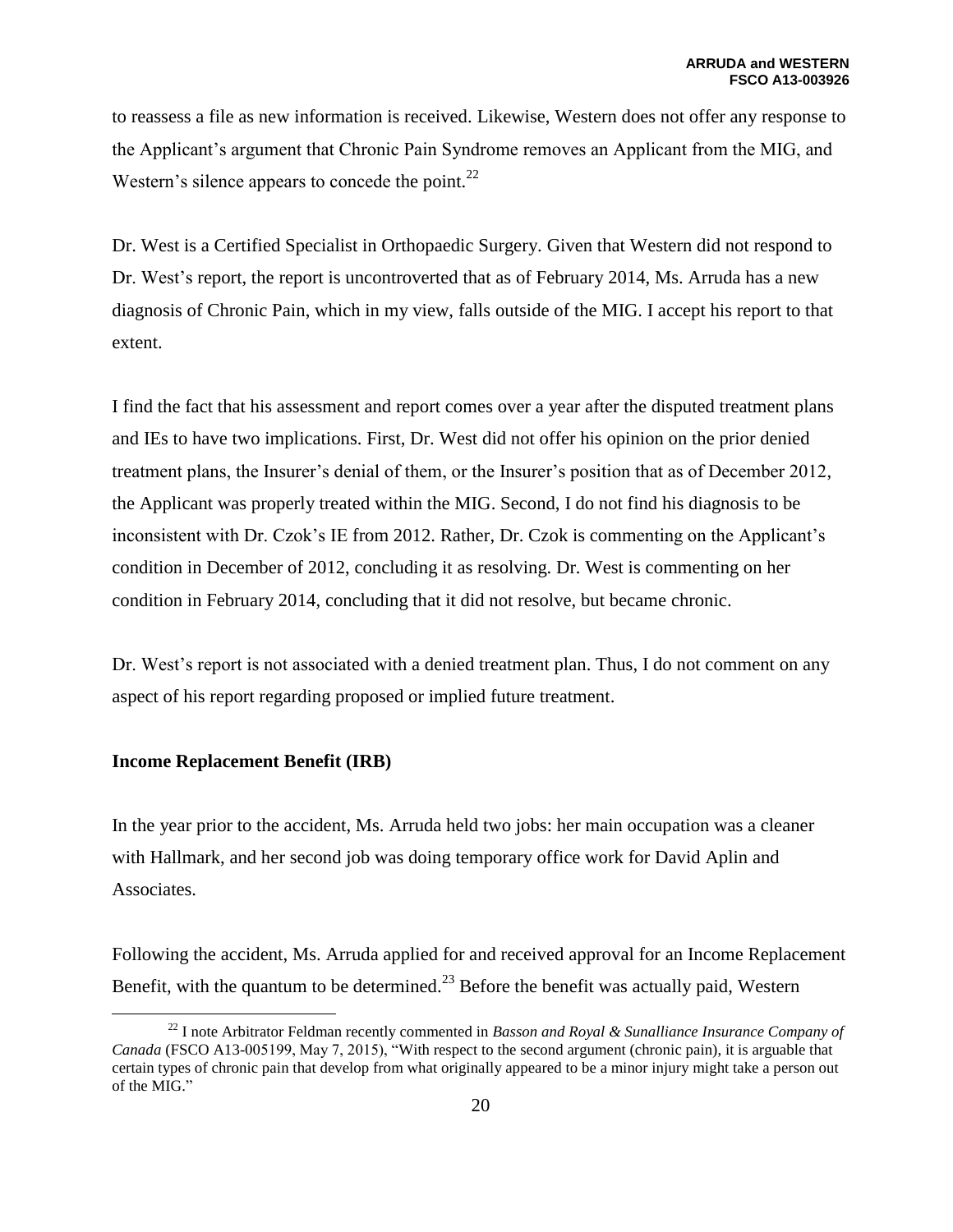to reassess a file as new information is received. Likewise, Western does not offer any response to the Applicant's argument that Chronic Pain Syndrome removes an Applicant from the MIG, and Western's silence appears to concede the point.[22]

Dr. West is a Certified Specialist in Orthopaedic Surgery. Given that Western did not respond to Dr. West's report, the report is uncontroverted that as of February 2014, Ms. Arruda has a new diagnosis of Chronic Pain, which in my view, falls outside of the MIG. I accept his report to that extent.

I find the fact that his assessment and report comes over a year after the disputed treatment plans and IEs to have two implications. First, Dr. West did not offer his opinion on the prior denied treatment plans, the Insurer's denial of them, or the Insurer's position that as of December 2012, the Applicant was properly treated within the MIG. Second, I do not find his diagnosis to be inconsistent with Dr. Czok's IE from 2012. Rather, Dr. Czok is commenting on the Applicant's condition in December of 2012, concluding it as resolving. Dr. West is commenting on her condition in February 2014, concluding that it did not resolve, but became chronic.

Dr. West's report is not associated with a denied treatment plan. Thus, I do not comment on any aspect of his report regarding proposed or implied future treatment.

**Income Replacement Benefit (IRB)**

In the year prior to the accident, Ms. Arruda held two jobs: her main occupation was a cleaner with Hallmark, and her second job was doing temporary office work for David Aplin and Associates.

Following the accident, Ms. Arruda applied for and received approval for an Income Replacement Benefit, with the quantum to be determined.[23] Before the benefit was actually paid, Western

---

[22] I note Arbitrator Feldman recently commented in *Basson and Royal & Sunalliance Insurance Company of Canada* (FSCO A13-005199, May 7, 2015), "With respect to the second argument (chronic pain), it is arguable that certain types of chronic pain that develop from what originally appeared to be a minor injury might take a person out of the MIG."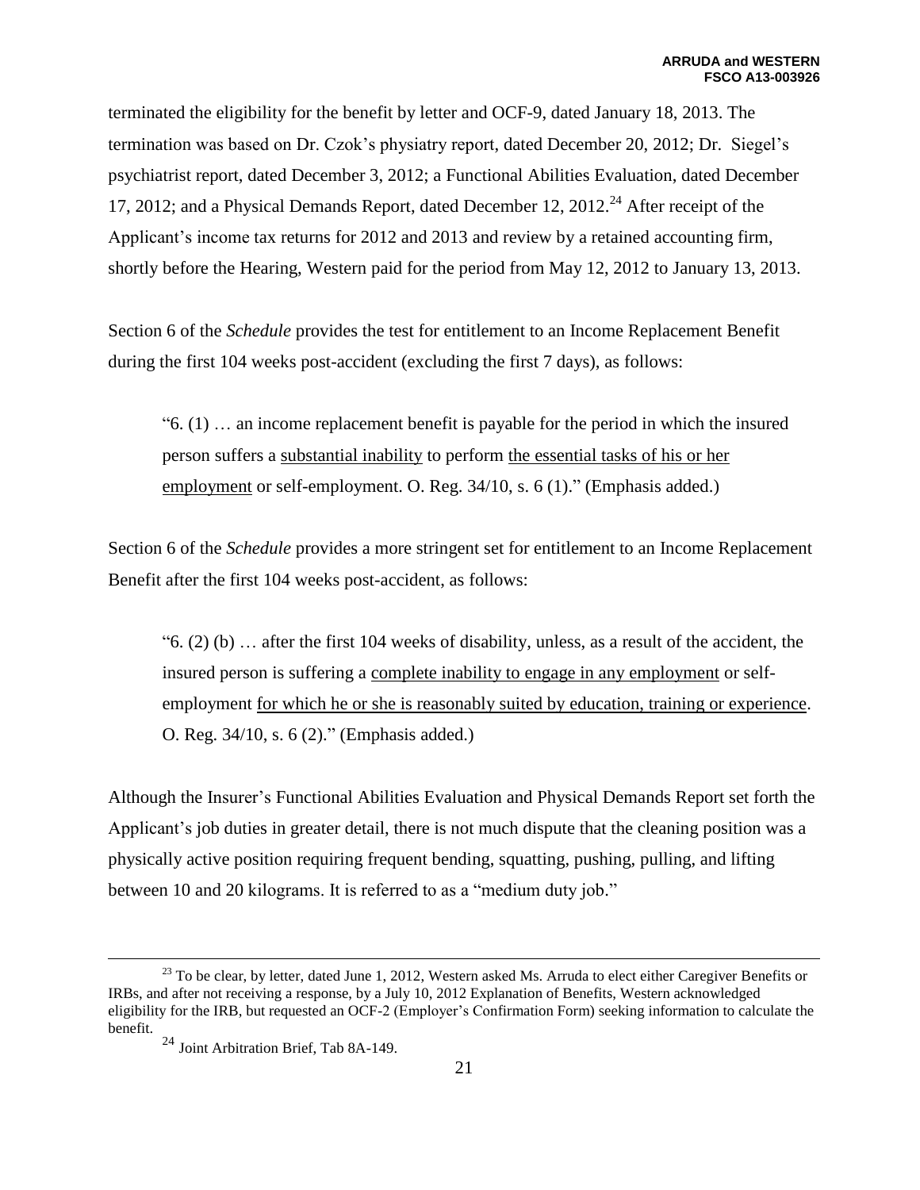terminated the eligibility for the benefit by letter and OCF-9, dated January 18, 2013. The termination was based on Dr. Czok's physiatry report, dated December 20, 2012; Dr. Siegel's psychiatrist report, dated December 3, 2012; a Functional Abilities Evaluation, dated December 17, 2012; and a Physical Demands Report, dated December 12, 2012.[24] After receipt of the Applicant's income tax returns for 2012 and 2013 and review by a retained accounting firm, shortly before the Hearing, Western paid for the period from May 12, 2012 to January 13, 2013.

Section 6 of the *Schedule* provides the test for entitlement to an Income Replacement Benefit during the first 104 weeks post-accident (excluding the first 7 days), as follows:

> "6. (1) … an income replacement benefit is payable for the period in which the insured person suffers a <u>substantial inability</u> to perform <u>the essential tasks of his or her employment</u> or self-employment. O. Reg. 34/10, s. 6 (1)." (Emphasis added.)

Section 6 of the *Schedule* provides a more stringent set for entitlement to an Income Replacement Benefit after the first 104 weeks post-accident, as follows:

> "6. (2) (b) … after the first 104 weeks of disability, unless, as a result of the accident, the insured person is suffering a <u>complete inability to engage in any employment</u> or self-employment <u>for which he or she is reasonably suited by education, training or experience</u>. O. Reg. 34/10, s. 6 (2)." (Emphasis added.)

Although the Insurer's Functional Abilities Evaluation and Physical Demands Report set forth the Applicant's job duties in greater detail, there is not much dispute that the cleaning position was a physically active position requiring frequent bending, squatting, pushing, pulling, and lifting between 10 and 20 kilograms. It is referred to as a "medium duty job."

---

[23] To be clear, by letter, dated June 1, 2012, Western asked Ms. Arruda to elect either Caregiver Benefits or IRBs, and after not receiving a response, by a July 10, 2012 Explanation of Benefits, Western acknowledged eligibility for the IRB, but requested an OCF-2 (Employer's Confirmation Form) seeking information to calculate the benefit.

[24] Joint Arbitration Brief, Tab 8A-149.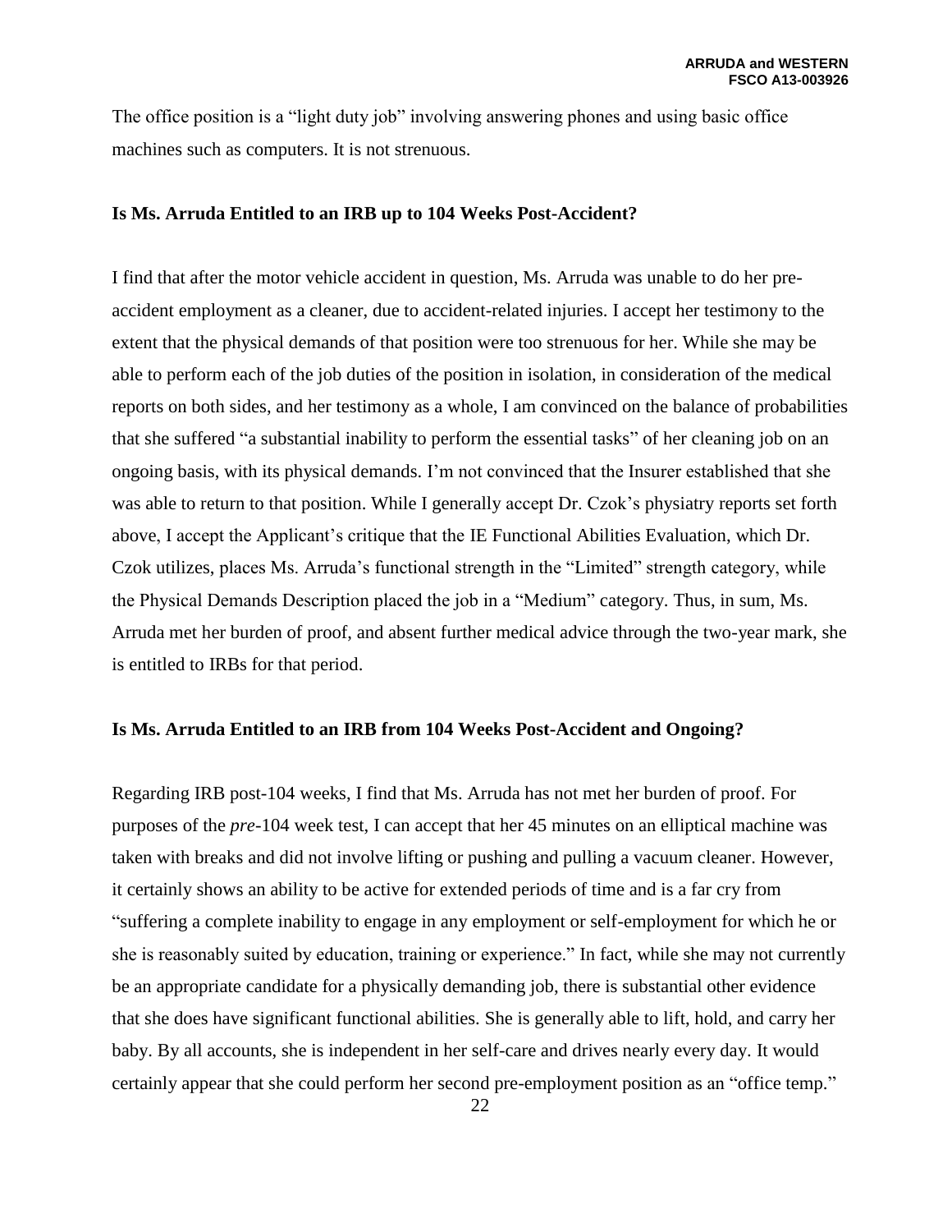The office position is a "light duty job" involving answering phones and using basic office machines such as computers. It is not strenuous.

**Is Ms. Arruda Entitled to an IRB up to 104 Weeks Post-Accident?**

I find that after the motor vehicle accident in question, Ms. Arruda was unable to do her pre-accident employment as a cleaner, due to accident-related injuries. I accept her testimony to the extent that the physical demands of that position were too strenuous for her. While she may be able to perform each of the job duties of the position in isolation, in consideration of the medical reports on both sides, and her testimony as a whole, I am convinced on the balance of probabilities that she suffered "a substantial inability to perform the essential tasks" of her cleaning job on an ongoing basis, with its physical demands. I'm not convinced that the Insurer established that she was able to return to that position. While I generally accept Dr. Czok's physiatry reports set forth above, I accept the Applicant's critique that the IE Functional Abilities Evaluation, which Dr. Czok utilizes, places Ms. Arruda's functional strength in the "Limited" strength category, while the Physical Demands Description placed the job in a "Medium" category. Thus, in sum, Ms. Arruda met her burden of proof, and absent further medical advice through the two-year mark, she is entitled to IRBs for that period.

**Is Ms. Arruda Entitled to an IRB from 104 Weeks Post-Accident and Ongoing?**

Regarding IRB post-104 weeks, I find that Ms. Arruda has not met her burden of proof. For purposes of the *pre*-104 week test, I can accept that her 45 minutes on an elliptical machine was taken with breaks and did not involve lifting or pushing and pulling a vacuum cleaner. However, it certainly shows an ability to be active for extended periods of time and is a far cry from "suffering a complete inability to engage in any employment or self-employment for which he or she is reasonably suited by education, training or experience." In fact, while she may not currently be an appropriate candidate for a physically demanding job, there is substantial other evidence that she does have significant functional abilities. She is generally able to lift, hold, and carry her baby. By all accounts, she is independent in her self-care and drives nearly every day. It would certainly appear that she could perform her second pre-employment position as an "office temp."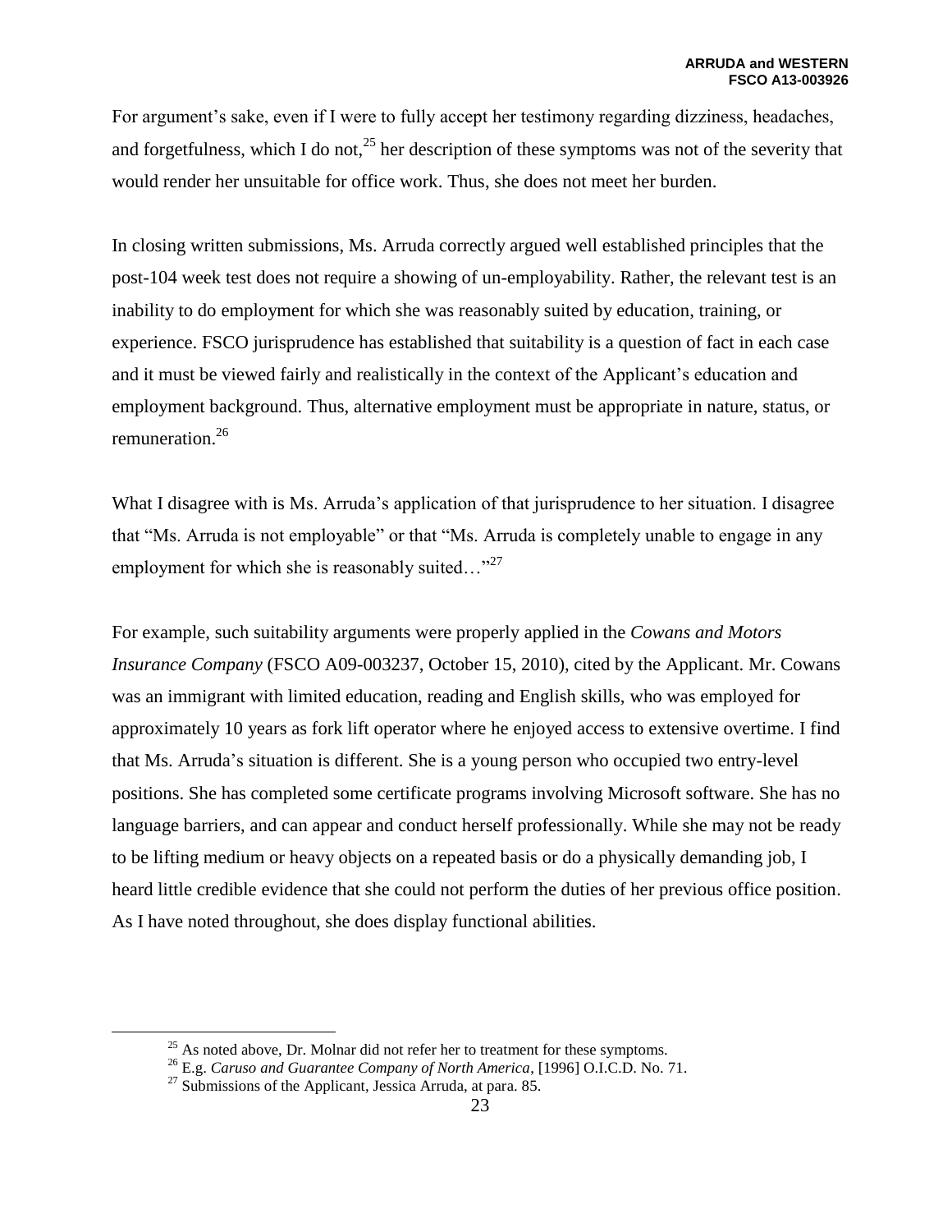For argument's sake, even if I were to fully accept her testimony regarding dizziness, headaches, and forgetfulness, which I do not,[25] her description of these symptoms was not of the severity that would render her unsuitable for office work. Thus, she does not meet her burden.

In closing written submissions, Ms. Arruda correctly argued well established principles that the post-104 week test does not require a showing of un-employability. Rather, the relevant test is an inability to do employment for which she was reasonably suited by education, training, or experience. FSCO jurisprudence has established that suitability is a question of fact in each case and it must be viewed fairly and realistically in the context of the Applicant's education and employment background. Thus, alternative employment must be appropriate in nature, status, or remuneration.[26]

What I disagree with is Ms. Arruda's application of that jurisprudence to her situation. I disagree that "Ms. Arruda is not employable" or that "Ms. Arruda is completely unable to engage in any employment for which she is reasonably suited…"[27]

For example, such suitability arguments were properly applied in the *Cowans and Motors Insurance Company* (FSCO A09-003237, October 15, 2010), cited by the Applicant. Mr. Cowans was an immigrant with limited education, reading and English skills, who was employed for approximately 10 years as fork lift operator where he enjoyed access to extensive overtime. I find that Ms. Arruda's situation is different. She is a young person who occupied two entry-level positions. She has completed some certificate programs involving Microsoft software. She has no language barriers, and can appear and conduct herself professionally. While she may not be ready to be lifting medium or heavy objects on a repeated basis or do a physically demanding job, I heard little credible evidence that she could not perform the duties of her previous office position. As I have noted throughout, she does display functional abilities.

---

[25] As noted above, Dr. Molnar did not refer her to treatment for these symptoms.

[26] E.g. *Caruso and Guarantee Company of North America*, [1996] O.I.C.D. No. 71.

[27] Submissions of the Applicant, Jessica Arruda, at para. 85.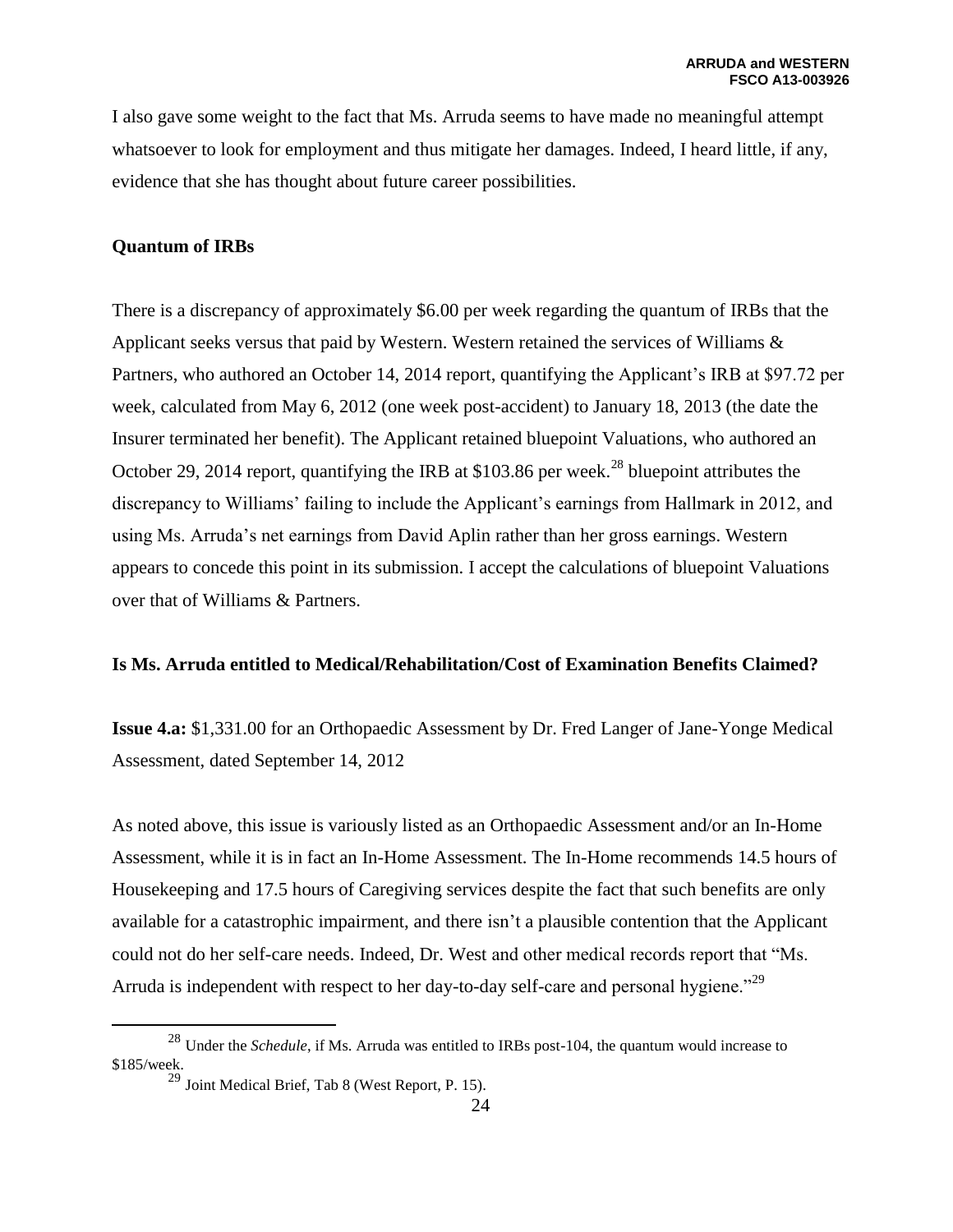I also gave some weight to the fact that Ms. Arruda seems to have made no meaningful attempt whatsoever to look for employment and thus mitigate her damages. Indeed, I heard little, if any, evidence that she has thought about future career possibilities.

**Quantum of IRBs**

There is a discrepancy of approximately $6.00 per week regarding the quantum of IRBs that the Applicant seeks versus that paid by Western. Western retained the services of Williams & Partners, who authored an October 14, 2014 report, quantifying the Applicant's IRB at $97.72 per week, calculated from May 6, 2012 (one week post-accident) to January 18, 2013 (the date the Insurer terminated her benefit). The Applicant retained bluepoint Valuations, who authored an October 29, 2014 report, quantifying the IRB at $103.86 per week.[28] bluepoint attributes the discrepancy to Williams' failing to include the Applicant's earnings from Hallmark in 2012, and using Ms. Arruda's net earnings from David Aplin rather than her gross earnings. Western appears to concede this point in its submission. I accept the calculations of bluepoint Valuations over that of Williams & Partners.

**Is Ms. Arruda entitled to Medical/Rehabilitation/Cost of Examination Benefits Claimed?**

**Issue 4.a:** $1,331.00 for an Orthopaedic Assessment by Dr. Fred Langer of Jane-Yonge Medical Assessment, dated September 14, 2012

As noted above, this issue is variously listed as an Orthopaedic Assessment and/or an In-Home Assessment, while it is in fact an In-Home Assessment. The In-Home recommends 14.5 hours of Housekeeping and 17.5 hours of Caregiving services despite the fact that such benefits are only available for a catastrophic impairment, and there isn't a plausible contention that the Applicant could not do her self-care needs. Indeed, Dr. West and other medical records report that "Ms. Arruda is independent with respect to her day-to-day self-care and personal hygiene."[29]

---

[28] Under the *Schedule*, if Ms. Arruda was entitled to IRBs post-104, the quantum would increase to $185/week.

[29] Joint Medical Brief, Tab 8 (West Report, P. 15).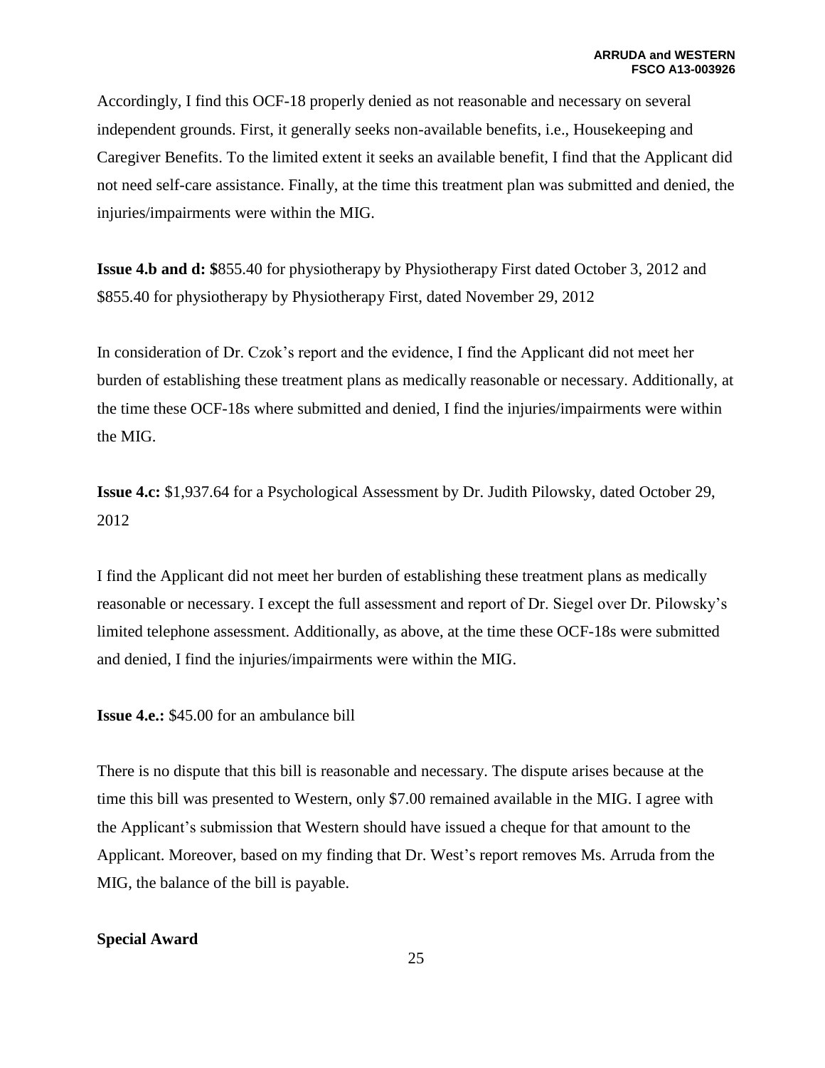Accordingly, I find this OCF-18 properly denied as not reasonable and necessary on several independent grounds. First, it generally seeks non-available benefits, i.e., Housekeeping and Caregiver Benefits. To the limited extent it seeks an available benefit, I find that the Applicant did not need self-care assistance. Finally, at the time this treatment plan was submitted and denied, the injuries/impairments were within the MIG.

**Issue 4.b and d: $**855.40 for physiotherapy by Physiotherapy First dated October 3, 2012 and $855.40 for physiotherapy by Physiotherapy First, dated November 29, 2012

In consideration of Dr. Czok's report and the evidence, I find the Applicant did not meet her burden of establishing these treatment plans as medically reasonable or necessary. Additionally, at the time these OCF-18s where submitted and denied, I find the injuries/impairments were within the MIG.

**Issue 4.c:** $1,937.64 for a Psychological Assessment by Dr. Judith Pilowsky, dated October 29, 2012

I find the Applicant did not meet her burden of establishing these treatment plans as medically reasonable or necessary. I except the full assessment and report of Dr. Siegel over Dr. Pilowsky's limited telephone assessment. Additionally, as above, at the time these OCF-18s were submitted and denied, I find the injuries/impairments were within the MIG.

**Issue 4.e.:** $45.00 for an ambulance bill

There is no dispute that this bill is reasonable and necessary. The dispute arises because at the time this bill was presented to Western, only $7.00 remained available in the MIG. I agree with the Applicant's submission that Western should have issued a cheque for that amount to the Applicant. Moreover, based on my finding that Dr. West's report removes Ms. Arruda from the MIG, the balance of the bill is payable.

**Special Award**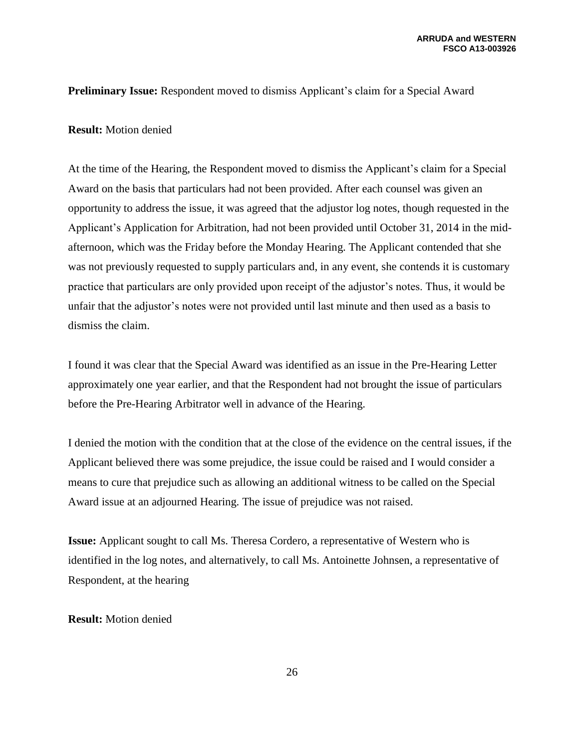**Preliminary Issue:** Respondent moved to dismiss Applicant's claim for a Special Award

**Result:** Motion denied

At the time of the Hearing, the Respondent moved to dismiss the Applicant's claim for a Special Award on the basis that particulars had not been provided. After each counsel was given an opportunity to address the issue, it was agreed that the adjustor log notes, though requested in the Applicant's Application for Arbitration, had not been provided until October 31, 2014 in the mid-afternoon, which was the Friday before the Monday Hearing. The Applicant contended that she was not previously requested to supply particulars and, in any event, she contends it is customary practice that particulars are only provided upon receipt of the adjustor's notes. Thus, it would be unfair that the adjustor's notes were not provided until last minute and then used as a basis to dismiss the claim.

I found it was clear that the Special Award was identified as an issue in the Pre-Hearing Letter approximately one year earlier, and that the Respondent had not brought the issue of particulars before the Pre-Hearing Arbitrator well in advance of the Hearing.

I denied the motion with the condition that at the close of the evidence on the central issues, if the Applicant believed there was some prejudice, the issue could be raised and I would consider a means to cure that prejudice such as allowing an additional witness to be called on the Special Award issue at an adjourned Hearing. The issue of prejudice was not raised.

**Issue:** Applicant sought to call Ms. Theresa Cordero, a representative of Western who is identified in the log notes, and alternatively, to call Ms. Antoinette Johnsen, a representative of Respondent, at the hearing

**Result:** Motion denied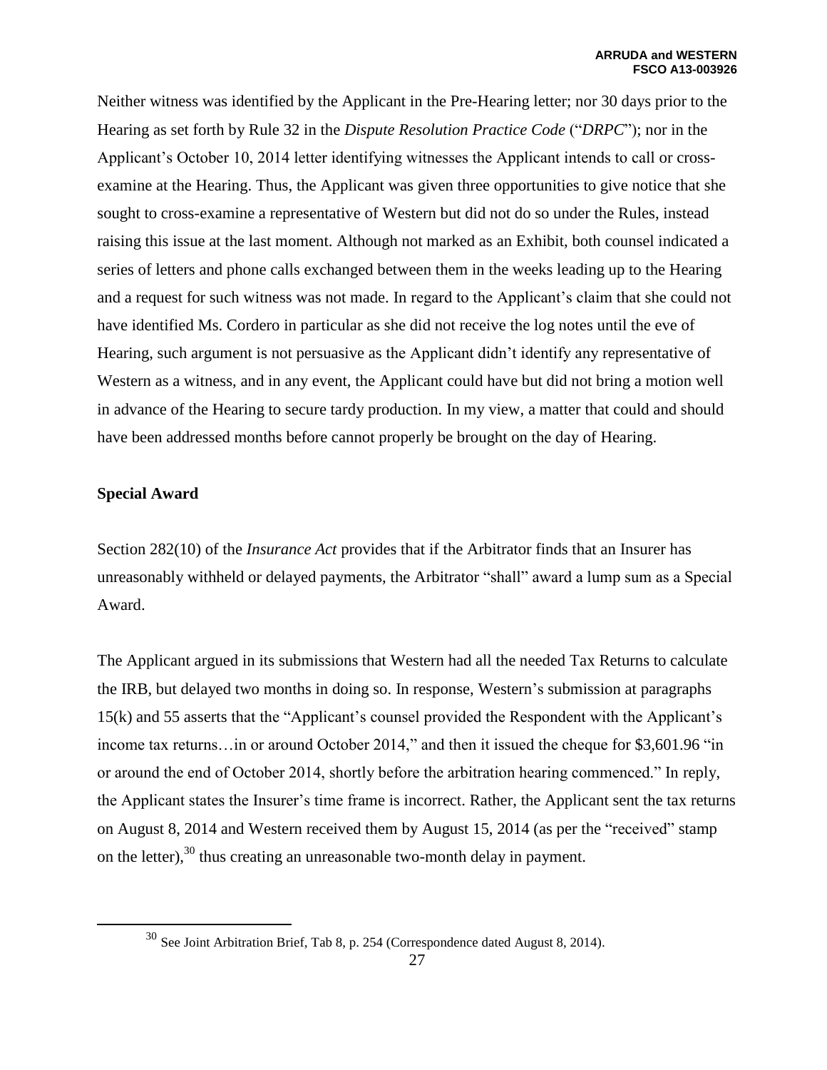Neither witness was identified by the Applicant in the Pre-Hearing letter; nor 30 days prior to the Hearing as set forth by Rule 32 in the *Dispute Resolution Practice Code* ("*DRPC*"); nor in the Applicant's October 10, 2014 letter identifying witnesses the Applicant intends to call or cross-examine at the Hearing. Thus, the Applicant was given three opportunities to give notice that she sought to cross-examine a representative of Western but did not do so under the Rules, instead raising this issue at the last moment. Although not marked as an Exhibit, both counsel indicated a series of letters and phone calls exchanged between them in the weeks leading up to the Hearing and a request for such witness was not made. In regard to the Applicant's claim that she could not have identified Ms. Cordero in particular as she did not receive the log notes until the eve of Hearing, such argument is not persuasive as the Applicant didn't identify any representative of Western as a witness, and in any event, the Applicant could have but did not bring a motion well in advance of the Hearing to secure tardy production. In my view, a matter that could and should have been addressed months before cannot properly be brought on the day of Hearing.

**Special Award**

Section 282(10) of the *Insurance Act* provides that if the Arbitrator finds that an Insurer has unreasonably withheld or delayed payments, the Arbitrator "shall" award a lump sum as a Special Award.

The Applicant argued in its submissions that Western had all the needed Tax Returns to calculate the IRB, but delayed two months in doing so. In response, Western's submission at paragraphs 15(k) and 55 asserts that the "Applicant's counsel provided the Respondent with the Applicant's income tax returns…in or around October 2014," and then it issued the cheque for $3,601.96 "in or around the end of October 2014, shortly before the arbitration hearing commenced." In reply, the Applicant states the Insurer's time frame is incorrect. Rather, the Applicant sent the tax returns on August 8, 2014 and Western received them by August 15, 2014 (as per the "received" stamp on the letter),[30] thus creating an unreasonable two-month delay in payment.

[30] See Joint Arbitration Brief, Tab 8, p. 254 (Correspondence dated August 8, 2014).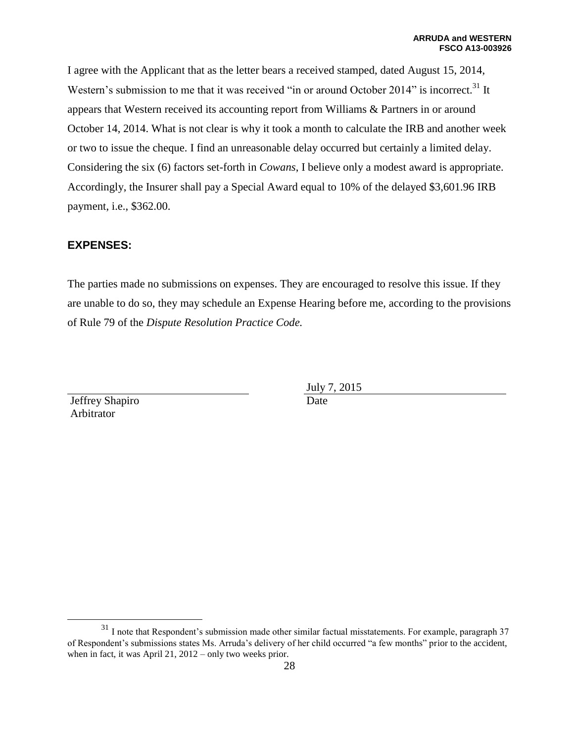I agree with the Applicant that as the letter bears a received stamped, dated August 15, 2014, Western's submission to me that it was received "in or around October 2014" is incorrect.[31] It appears that Western received its accounting report from Williams & Partners in or around October 14, 2014. What is not clear is why it took a month to calculate the IRB and another week or two to issue the cheque. I find an unreasonable delay occurred but certainly a limited delay. Considering the six (6) factors set-forth in *Cowans*, I believe only a modest award is appropriate. Accordingly, the Insurer shall pay a Special Award equal to 10% of the delayed $3,601.96 IRB payment, i.e., $362.00.

## EXPENSES:

The parties made no submissions on expenses. They are encouraged to resolve this issue. If they are unable to do so, they may schedule an Expense Hearing before me, according to the provisions of Rule 79 of the *Dispute Resolution Practice Code.*

| | |
|---|---|
| ______________________________ | July 7, 2015 |
| Jeffrey Shapiro<br>Arbitrator | Date |

[31] I note that Respondent's submission made other similar factual misstatements. For example, paragraph 37 of Respondent's submissions states Ms. Arruda's delivery of her child occurred "a few months" prior to the accident, when in fact, it was April 21, 2012 – only two weeks prior.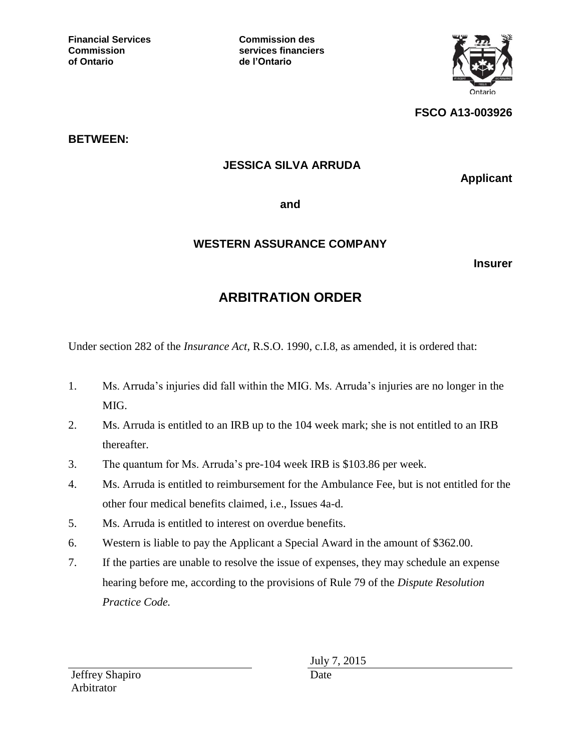**Financial Services Commission of Ontario**

**Commission des services financiers de l'Ontario**

**FSCO A13-003926**

**BETWEEN:**

**JESSICA SILVA ARRUDA**

**Applicant**

**and**

**WESTERN ASSURANCE COMPANY**

**Insurer**

# ARBITRATION ORDER

Under section 282 of the *Insurance Act*, R.S.O. 1990, c.I.8, as amended, it is ordered that:

1. Ms. Arruda's injuries did fall within the MIG. Ms. Arruda's injuries are no longer in the MIG.
2. Ms. Arruda is entitled to an IRB up to the 104 week mark; she is not entitled to an IRB thereafter.
3. The quantum for Ms. Arruda's pre-104 week IRB is $103.86 per week.
4. Ms. Arruda is entitled to reimbursement for the Ambulance Fee, but is not entitled for the other four medical benefits claimed, i.e., Issues 4a-d.
5. Ms. Arruda is entitled to interest on overdue benefits.
6. Western is liable to pay the Applicant a Special Award in the amount of $362.00.
7. If the parties are unable to resolve the issue of expenses, they may schedule an expense hearing before me, according to the provisions of Rule 79 of the *Dispute Resolution Practice Code.*

Jeffrey Shapiro
Arbitrator

July 7, 2015
Date